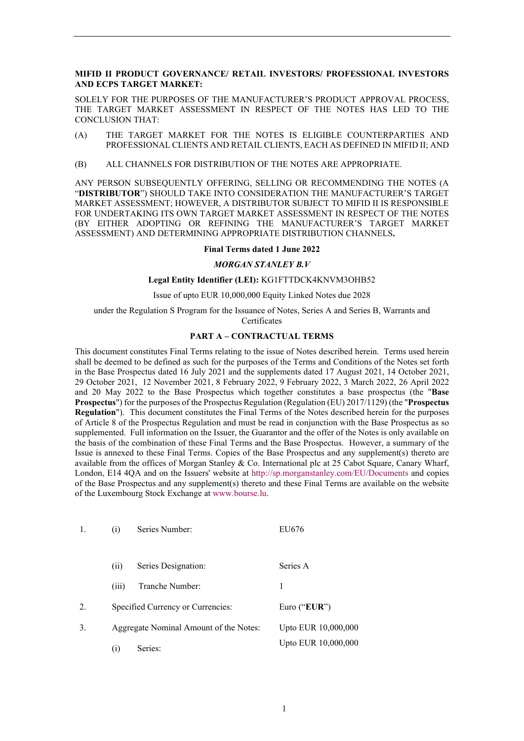**MIFID II PRODUCT GOVERNANCE/ RETAIL INVESTORS/ PROFESSIONAL INVESTORS AND ECPS TARGET MARKET:**

SOLELY FOR THE PURPOSES OF THE MANUFACTURER'S PRODUCT APPROVAL PROCESS, THE TARGET MARKET ASSESSMENT IN RESPECT OF THE NOTES HAS LED TO THE CONCLUSION THAT:

(A) THE TARGET MARKET FOR THE NOTES IS ELIGIBLE COUNTERPARTIES AND PROFESSIONAL CLIENTS AND RETAIL CLIENTS, EACH AS DEFINED IN MIFID II; AND

(B) ALL CHANNELS FOR DISTRIBUTION OF THE NOTES ARE APPROPRIATE.

ANY PERSON SUBSEQUENTLY OFFERING, SELLING OR RECOMMENDING THE NOTES (A "**DISTRIBUTOR**") SHOULD TAKE INTO CONSIDERATION THE MANUFACTURER'S TARGET MARKET ASSESSMENT; HOWEVER, A DISTRIBUTOR SUBJECT TO MIFID II IS RESPONSIBLE FOR UNDERTAKING ITS OWN TARGET MARKET ASSESSMENT IN RESPECT OF THE NOTES (BY EITHER ADOPTING OR REFINING THE MANUFACTURER'S TARGET MARKET ASSESSMENT) AND DETERMINING APPROPRIATE DISTRIBUTION CHANNELS**.**

**Final Terms dated 1 June 2022**

***MORGAN STANLEY B.V***

**Legal Entity Identifier (LEI):** KG1FTTDCK4KNVM3OHB52

Issue of upto EUR 10,000,000 Equity Linked Notes due 2028

under the Regulation S Program for the Issuance of Notes, Series A and Series B, Warrants and Certificates

**PART A – CONTRACTUAL TERMS**

This document constitutes Final Terms relating to the issue of Notes described herein. Terms used herein shall be deemed to be defined as such for the purposes of the Terms and Conditions of the Notes set forth in the Base Prospectus dated 16 July 2021 and the supplements dated 17 August 2021, 14 October 2021, 29 October 2021, 12 November 2021, 8 February 2022, 9 February 2022, 3 March 2022, 26 April 2022 and 20 May 2022 to the Base Prospectus which together constitutes a base prospectus (the "**Base Prospectus**") for the purposes of the Prospectus Regulation (Regulation (EU) 2017/1129) (the "**Prospectus Regulation**"). This document constitutes the Final Terms of the Notes described herein for the purposes of Article 8 of the Prospectus Regulation and must be read in conjunction with the Base Prospectus as so supplemented. Full information on the Issuer, the Guarantor and the offer of the Notes is only available on the basis of the combination of these Final Terms and the Base Prospectus. However, a summary of the Issue is annexed to these Final Terms. Copies of the Base Prospectus and any supplement(s) thereto are available from the offices of Morgan Stanley & Co. International plc at 25 Cabot Square, Canary Wharf, London, E14 4QA and on the Issuers' website at http://sp.morganstanley.com/EU/Documents and copies of the Base Prospectus and any supplement(s) thereto and these Final Terms are available on the website of the Luxembourg Stock Exchange at www.bourse.lu.

| | | | |
|---|---|---|---|
| 1. | (i) | Series Number: | EU676 |
| | (ii) | Series Designation: | Series A |
| | (iii) | Tranche Number: | 1 |
| 2. | | Specified Currency or Currencies: | Euro ("**EUR**") |
| 3. | | Aggregate Nominal Amount of the Notes: | Upto EUR 10,000,000 |
| | (i) | Series: | Upto EUR 10,000,000 |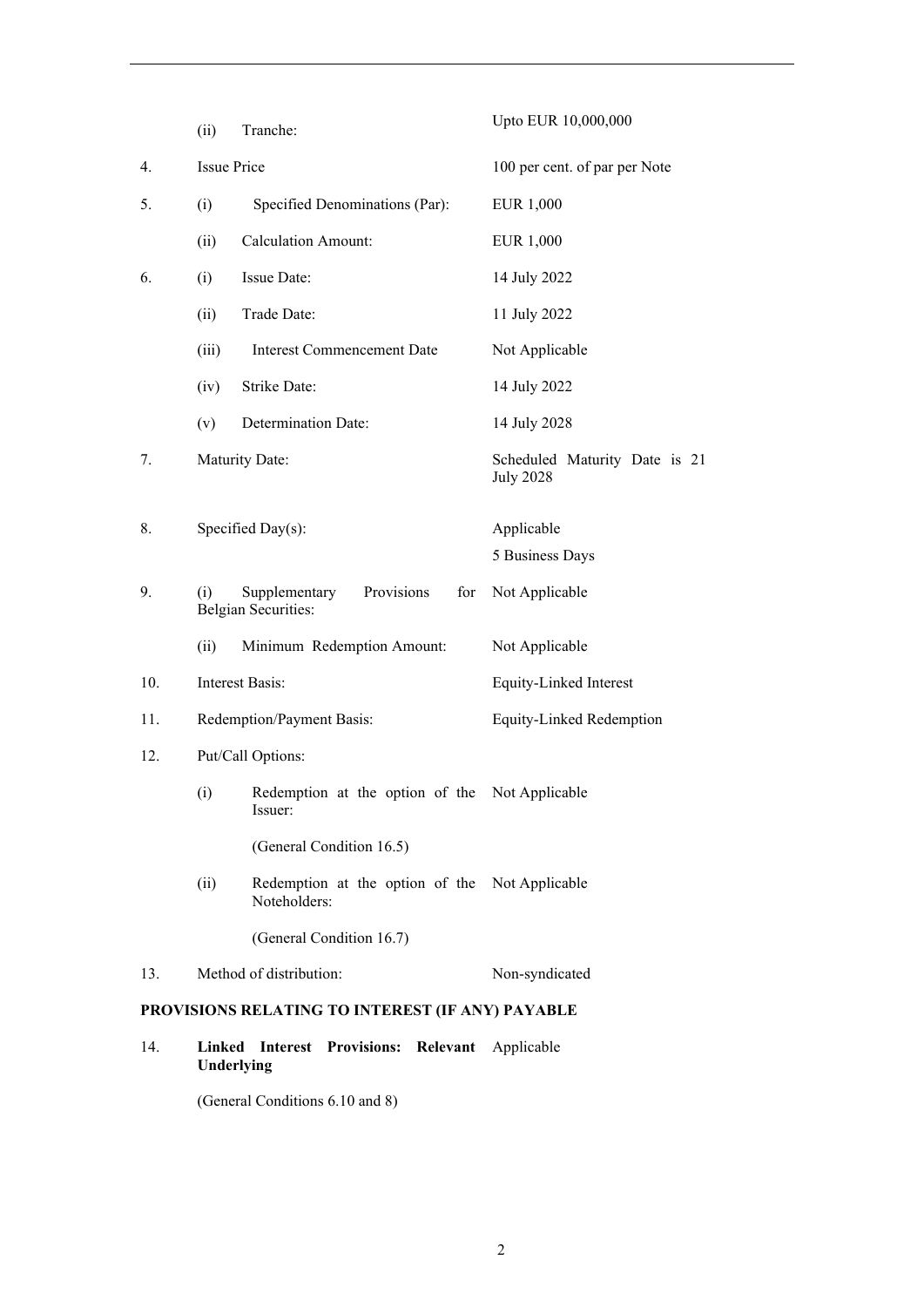| | | |
|---|---|---|
| | (ii) Tranche: | Upto EUR 10,000,000 |
| 4. | Issue Price | 100 per cent. of par per Note |
| 5. | (i) Specified Denominations (Par): | EUR 1,000 |
| | (ii) Calculation Amount: | EUR 1,000 |
| 6. | (i) Issue Date: | 14 July 2022 |
| | (ii) Trade Date: | 11 July 2022 |
| | (iii) Interest Commencement Date | Not Applicable |
| | (iv) Strike Date: | 14 July 2022 |
| | (v) Determination Date: | 14 July 2028 |
| 7. | Maturity Date: | Scheduled Maturity Date is 21 July 2028 |
| 8. | Specified Day(s): | Applicable<br>5 Business Days |
| 9. | (i) Supplementary Provisions for Belgian Securities: | Not Applicable |
| | (ii) Minimum Redemption Amount: | Not Applicable |
| 10. | Interest Basis: | Equity-Linked Interest |
| 11. | Redemption/Payment Basis: | Equity-Linked Redemption |
| 12. | Put/Call Options: | |
| | (i) Redemption at the option of the Issuer:<br>(General Condition 16.5) | Not Applicable |
| | (ii) Redemption at the option of the Noteholders:<br>(General Condition 16.7) | Not Applicable |
| 13. | Method of distribution: | Non-syndicated |

**PROVISIONS RELATING TO INTEREST (IF ANY) PAYABLE**

| | | |
|---|---|---|
| 14. | **Linked Interest Provisions: Relevant Underlying**<br>(General Conditions 6.10 and 8) | Applicable |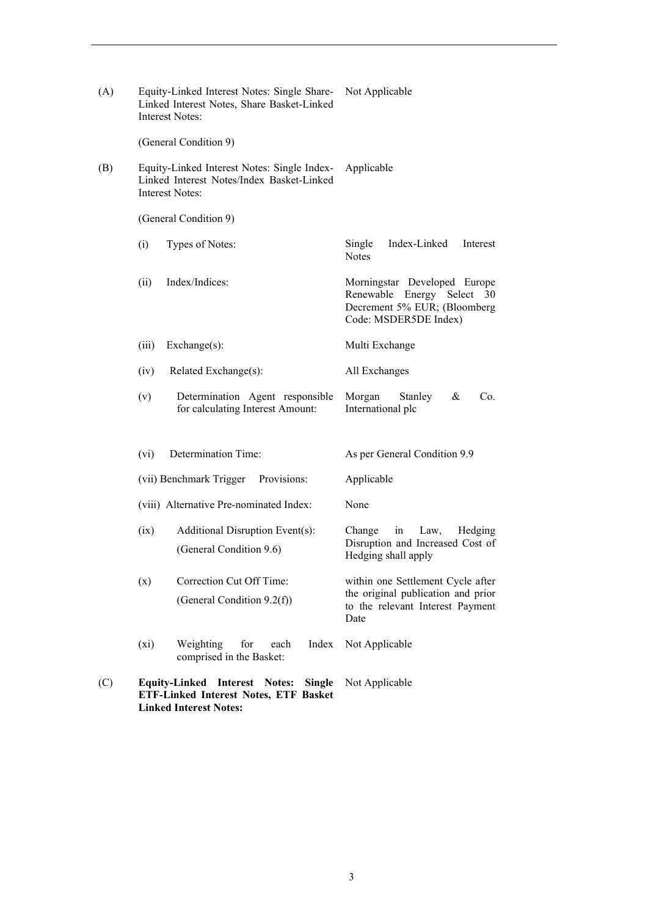| | | |
|---|---|---|
| (A) | Equity-Linked Interest Notes: Single Share-Linked Interest Notes, Share Basket-Linked Interest Notes:<br><br>(General Condition 9) | Not Applicable |
| (B) | Equity-Linked Interest Notes: Single Index-Linked Interest Notes/Index Basket-Linked Interest Notes:<br><br>(General Condition 9) | Applicable |
| | (i) Types of Notes: | Single Index-Linked Interest Notes |
| | (ii) Index/Indices: | Morningstar Developed Europe Renewable Energy Select 30 Decrement 5% EUR; (Bloomberg Code: MSDER5DE Index) |
| | (iii) Exchange(s): | Multi Exchange |
| | (iv) Related Exchange(s): | All Exchanges |
| | (v) Determination Agent responsible for calculating Interest Amount: | Morgan Stanley & Co. International plc |
| | (vi) Determination Time: | As per General Condition 9.9 |
| | (vii) Benchmark Trigger Provisions: | Applicable |
| | (viii) Alternative Pre-nominated Index: | None |
| | (ix) Additional Disruption Event(s):<br>(General Condition 9.6) | Change in Law, Hedging Disruption and Increased Cost of Hedging shall apply |
| | (x) Correction Cut Off Time:<br>(General Condition 9.2(f)) | within one Settlement Cycle after the original publication and prior to the relevant Interest Payment Date |
| | (xi) Weighting for each Index comprised in the Basket: | Not Applicable |
| (C) | **Equity-Linked Interest Notes: Single ETF-Linked Interest Notes, ETF Basket Linked Interest Notes:** | Not Applicable |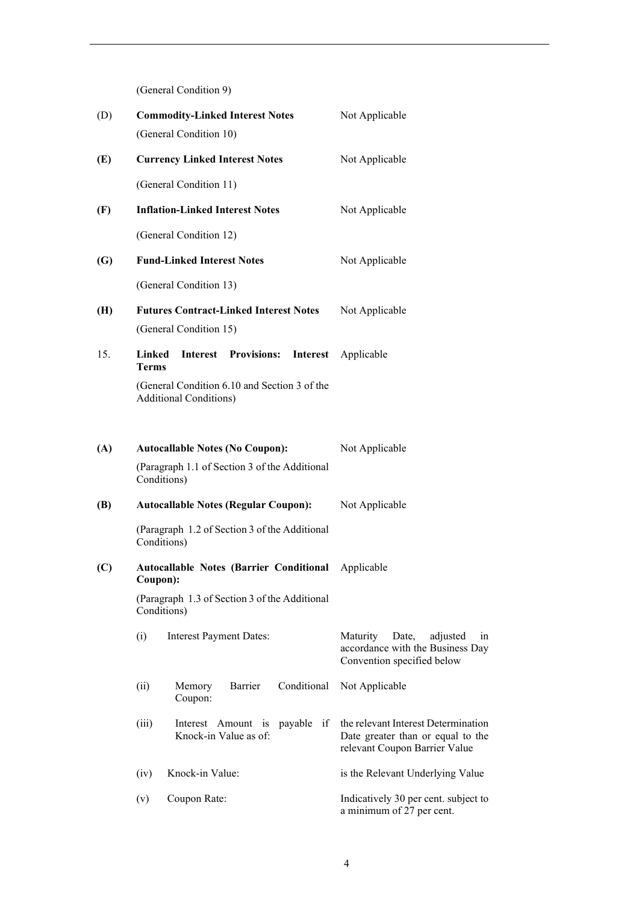(General Condition 9)

| | | |
|---|---|---|
| (D) | **Commodity-Linked Interest Notes**<br>(General Condition 10) | Not Applicable |
| **(E)** | **Currency Linked Interest Notes**<br>(General Condition 11) | Not Applicable |
| **(F)** | **Inflation-Linked Interest Notes**<br>(General Condition 12) | Not Applicable |
| **(G)** | **Fund-Linked Interest Notes**<br>(General Condition 13) | Not Applicable |
| **(H)** | **Futures Contract-Linked Interest Notes**<br>(General Condition 15) | Not Applicable |
| 15. | **Linked Interest Provisions: Interest Terms**<br>(General Condition 6.10 and Section 3 of the Additional Conditions) | Applicable |
| **(A)** | **Autocallable Notes (No Coupon):**<br>(Paragraph 1.1 of Section 3 of the Additional Conditions) | Not Applicable |
| **(B)** | **Autocallable Notes (Regular Coupon):**<br>(Paragraph 1.2 of Section 3 of the Additional Conditions) | Not Applicable |
| **(C)** | **Autocallable Notes (Barrier Conditional Coupon):**<br>(Paragraph 1.3 of Section 3 of the Additional Conditions) | Applicable |
| | (i) Interest Payment Dates: | Maturity Date, adjusted in accordance with the Business Day Convention specified below |
| | (ii) Memory Barrier Conditional Coupon: | Not Applicable |
| | (iii) Interest Amount is payable if Knock-in Value as of: | the relevant Interest Determination Date greater than or equal to the relevant Coupon Barrier Value |
| | (iv) Knock-in Value: | is the Relevant Underlying Value |
| | (v) Coupon Rate: | Indicatively 30 per cent. subject to a minimum of 27 per cent. |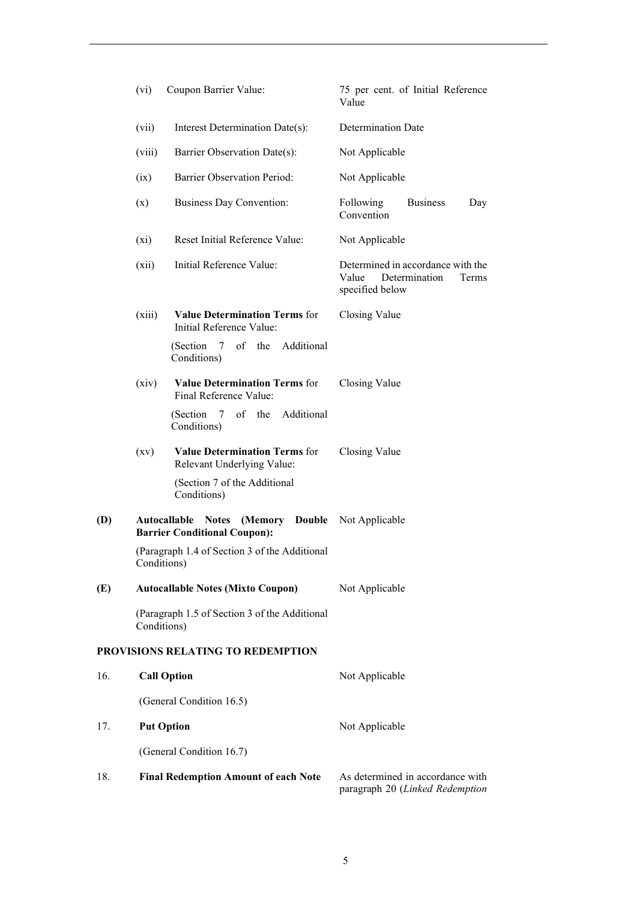| | | |
|---|---|---|
| (vi) | Coupon Barrier Value: | 75 per cent. of Initial Reference Value |
| (vii) | Interest Determination Date(s): | Determination Date |
| (viii) | Barrier Observation Date(s): | Not Applicable |
| (ix) | Barrier Observation Period: | Not Applicable |
| (x) | Business Day Convention: | Following Business Day Convention |
| (xi) | Reset Initial Reference Value: | Not Applicable |
| (xii) | Initial Reference Value: | Determined in accordance with the Value Determination Terms specified below |
| (xiii) | **Value Determination Terms** for Initial Reference Value:<br><br>(Section 7 of the Additional Conditions) | Closing Value |
| (xiv) | **Value Determination Terms** for Final Reference Value:<br><br>(Section 7 of the Additional Conditions) | Closing Value |
| (xv) | **Value Determination Terms** for Relevant Underlying Value:<br><br>(Section 7 of the Additional Conditions) | Closing Value |

| | | |
|---|---|---|
| **(D)** | **Autocallable Notes (Memory Double Barrier Conditional Coupon):**<br><br>(Paragraph 1.4 of Section 3 of the Additional Conditions) | Not Applicable |
| **(E)** | **Autocallable Notes (Mixto Coupon)**<br><br>(Paragraph 1.5 of Section 3 of the Additional Conditions) | Not Applicable |

**PROVISIONS RELATING TO REDEMPTION**

| | | |
|---|---|---|
| 16. | **Call Option**<br><br>(General Condition 16.5) | Not Applicable |
| 17. | **Put Option**<br><br>(General Condition 16.7) | Not Applicable |
| 18. | **Final Redemption Amount of each Note** | As determined in accordance with paragraph 20 (*Linked Redemption* |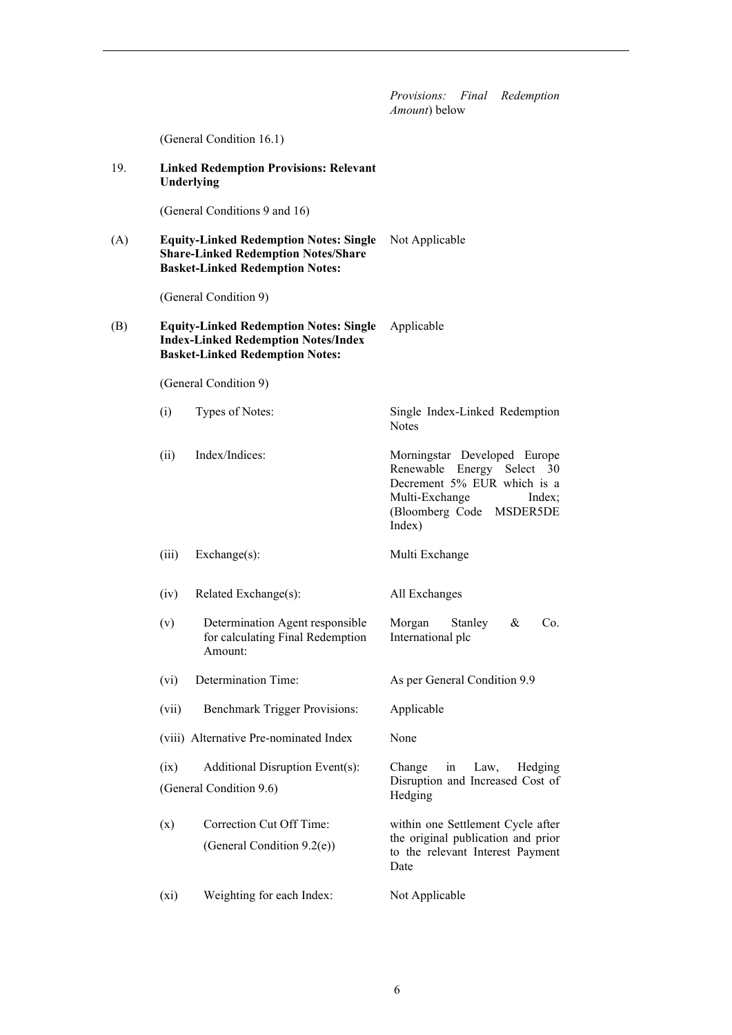| | | |
|---|---|---|
| | | *Provisions: Final Redemption Amount*) below |
| | (General Condition 16.1) | |
| 19. | **Linked Redemption Provisions: Relevant Underlying** | |
| | (General Conditions 9 and 16) | |
| (A) | **Equity-Linked Redemption Notes: Single Share-Linked Redemption Notes/Share Basket-Linked Redemption Notes:** | Not Applicable |
| | (General Condition 9) | |
| (B) | **Equity-Linked Redemption Notes: Single Index-Linked Redemption Notes/Index Basket-Linked Redemption Notes:** | Applicable |
| | (General Condition 9) | |
| | (i) Types of Notes: | Single Index-Linked Redemption Notes |
| | (ii) Index/Indices: | Morningstar Developed Europe Renewable Energy Select 30 Decrement 5% EUR which is a Multi-Exchange Index; (Bloomberg Code MSDER5DE Index) |
| | (iii) Exchange(s): | Multi Exchange |
| | (iv) Related Exchange(s): | All Exchanges |
| | (v) Determination Agent responsible for calculating Final Redemption Amount: | Morgan Stanley & Co. International plc |
| | (vi) Determination Time: | As per General Condition 9.9 |
| | (vii) Benchmark Trigger Provisions: | Applicable |
| | (viii) Alternative Pre-nominated Index | None |
| | (ix) Additional Disruption Event(s): (General Condition 9.6) | Change in Law, Hedging Disruption and Increased Cost of Hedging |
| | (x) Correction Cut Off Time: (General Condition 9.2(e)) | within one Settlement Cycle after the original publication and prior to the relevant Interest Payment Date |
| | (xi) Weighting for each Index: | Not Applicable |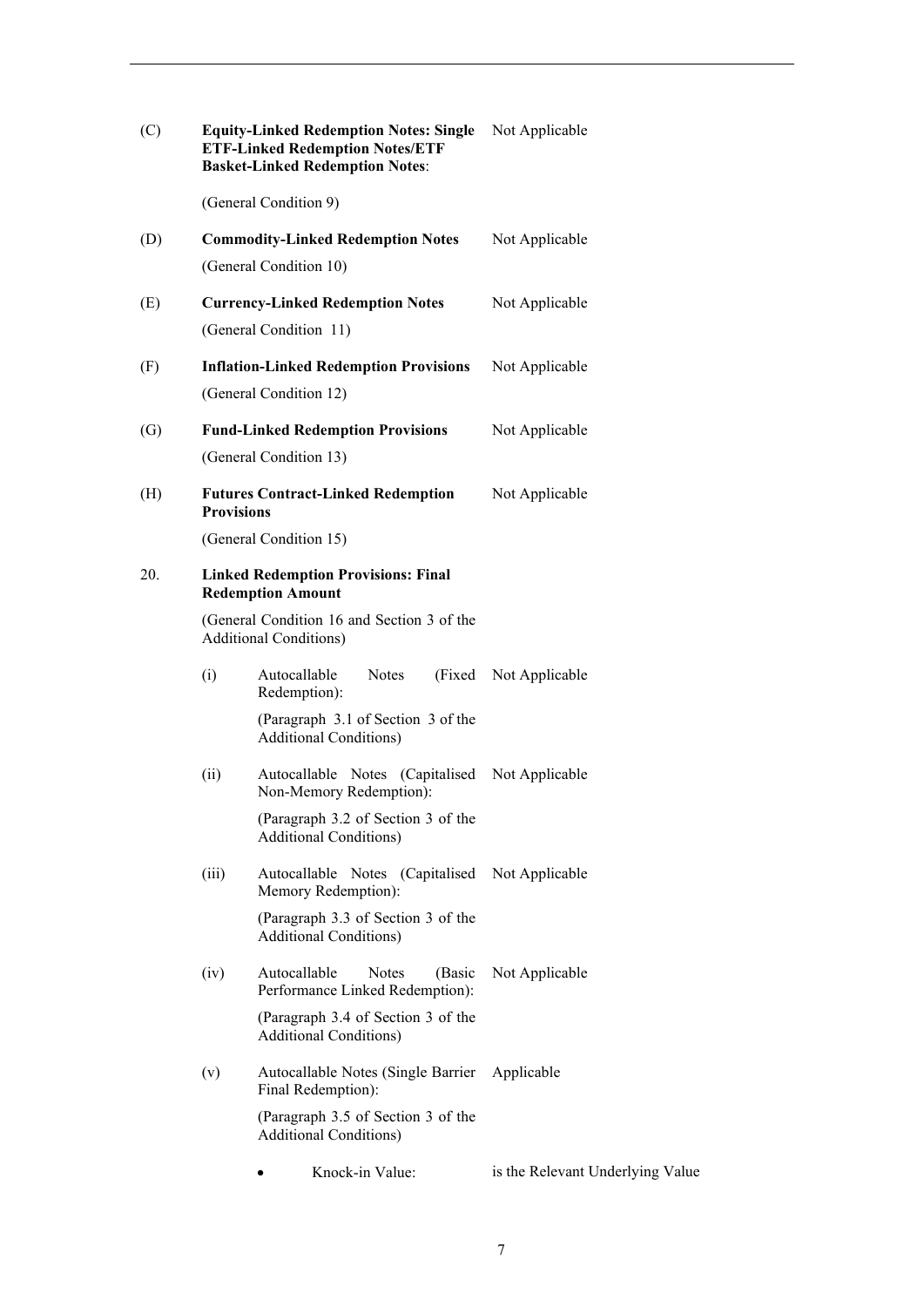| | | |
|---|---|---|
| (C) | **Equity-Linked Redemption Notes: Single ETF-Linked Redemption Notes/ETF Basket-Linked Redemption Notes**:<br><br>(General Condition 9) | Not Applicable |
| (D) | **Commodity-Linked Redemption Notes**<br><br>(General Condition 10) | Not Applicable |
| (E) | **Currency-Linked Redemption Notes**<br><br>(General Condition 11) | Not Applicable |
| (F) | **Inflation-Linked Redemption Provisions**<br><br>(General Condition 12) | Not Applicable |
| (G) | **Fund-Linked Redemption Provisions**<br><br>(General Condition 13) | Not Applicable |
| (H) | **Futures Contract-Linked Redemption Provisions**<br><br>(General Condition 15) | Not Applicable |
| 20. | **Linked Redemption Provisions: Final Redemption Amount**<br><br>(General Condition 16 and Section 3 of the Additional Conditions) | |
| (i) | Autocallable Notes (Fixed Redemption):<br><br>(Paragraph 3.1 of Section 3 of the Additional Conditions) | Not Applicable |
| (ii) | Autocallable Notes (Capitalised Non-Memory Redemption):<br><br>(Paragraph 3.2 of Section 3 of the Additional Conditions) | Not Applicable |
| (iii) | Autocallable Notes (Capitalised Memory Redemption):<br><br>(Paragraph 3.3 of Section 3 of the Additional Conditions) | Not Applicable |
| (iv) | Autocallable Notes (Basic Performance Linked Redemption):<br><br>(Paragraph 3.4 of Section 3 of the Additional Conditions) | Not Applicable |
| (v) | Autocallable Notes (Single Barrier Final Redemption):<br><br>(Paragraph 3.5 of Section 3 of the Additional Conditions) | Applicable |
| | • Knock-in Value: | is the Relevant Underlying Value |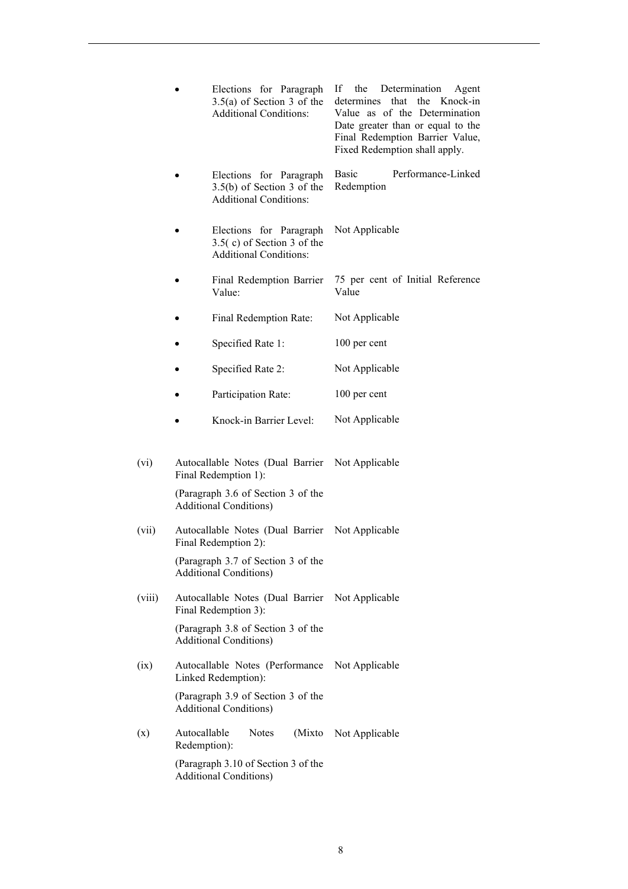- Elections for Paragraph 3.5(a) of Section 3 of the Additional Conditions: If the Determination Agent determines that the Knock-in Value as of the Determination Date greater than or equal to the Final Redemption Barrier Value, Fixed Redemption shall apply.

- Elections for Paragraph 3.5(b) of Section 3 of the Additional Conditions: Basic Performance-Linked Redemption

- Elections for Paragraph 3.5( c) of Section 3 of the Additional Conditions: Not Applicable

- Final Redemption Barrier Value: 75 per cent of Initial Reference Value

- Final Redemption Rate: Not Applicable

- Specified Rate 1: 100 per cent

- Specified Rate 2: Not Applicable

- Participation Rate: 100 per cent

- Knock-in Barrier Level: Not Applicable

(vi) Autocallable Notes (Dual Barrier Final Redemption 1): Not Applicable

(Paragraph 3.6 of Section 3 of the Additional Conditions)

(vii) Autocallable Notes (Dual Barrier Final Redemption 2): Not Applicable

(Paragraph 3.7 of Section 3 of the Additional Conditions)

(viii) Autocallable Notes (Dual Barrier Final Redemption 3): Not Applicable

(Paragraph 3.8 of Section 3 of the Additional Conditions)

(ix) Autocallable Notes (Performance Linked Redemption): Not Applicable

(Paragraph 3.9 of Section 3 of the Additional Conditions)

(x) Autocallable Notes (Mixto Redemption): Not Applicable

(Paragraph 3.10 of Section 3 of the Additional Conditions)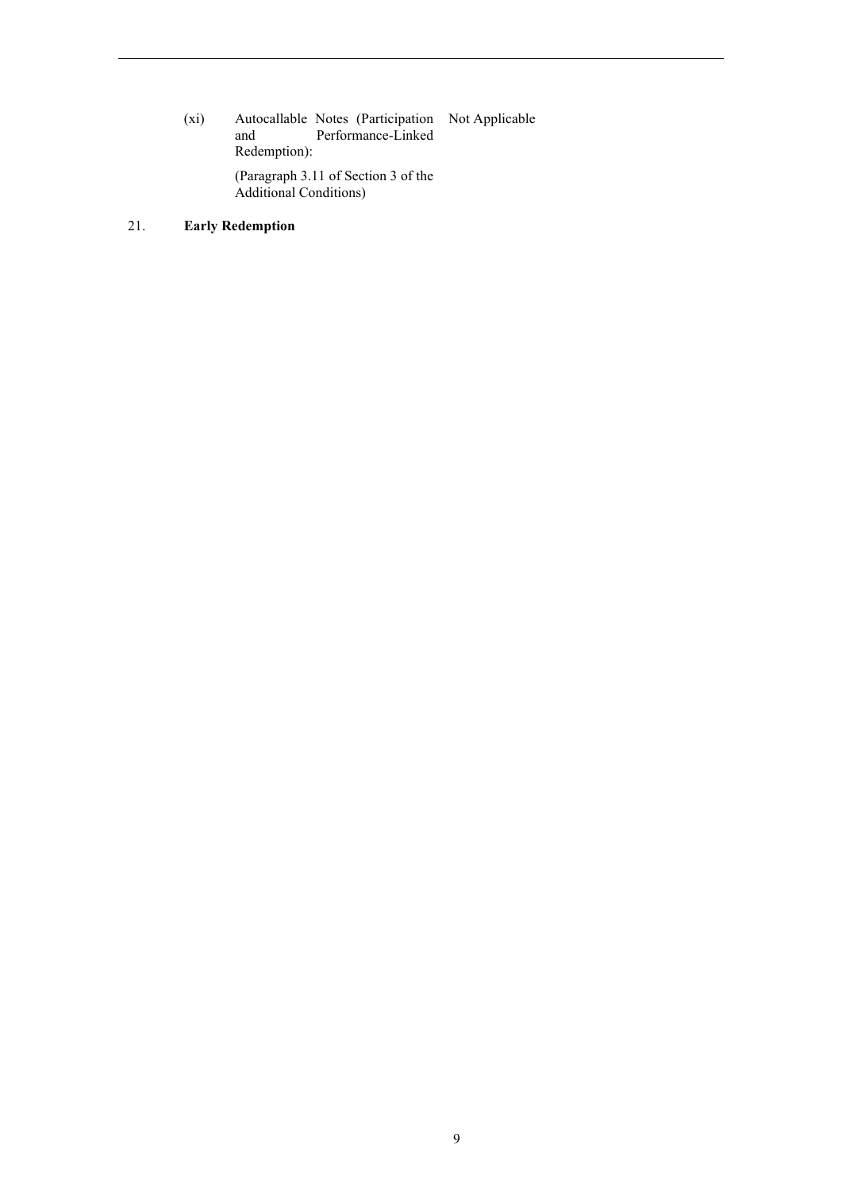| | | |
|---|---|---|
| (xi) | Autocallable Notes (Participation and Performance-Linked Redemption):<br><br>(Paragraph 3.11 of Section 3 of the Additional Conditions) | Not Applicable |

21. **Early Redemption**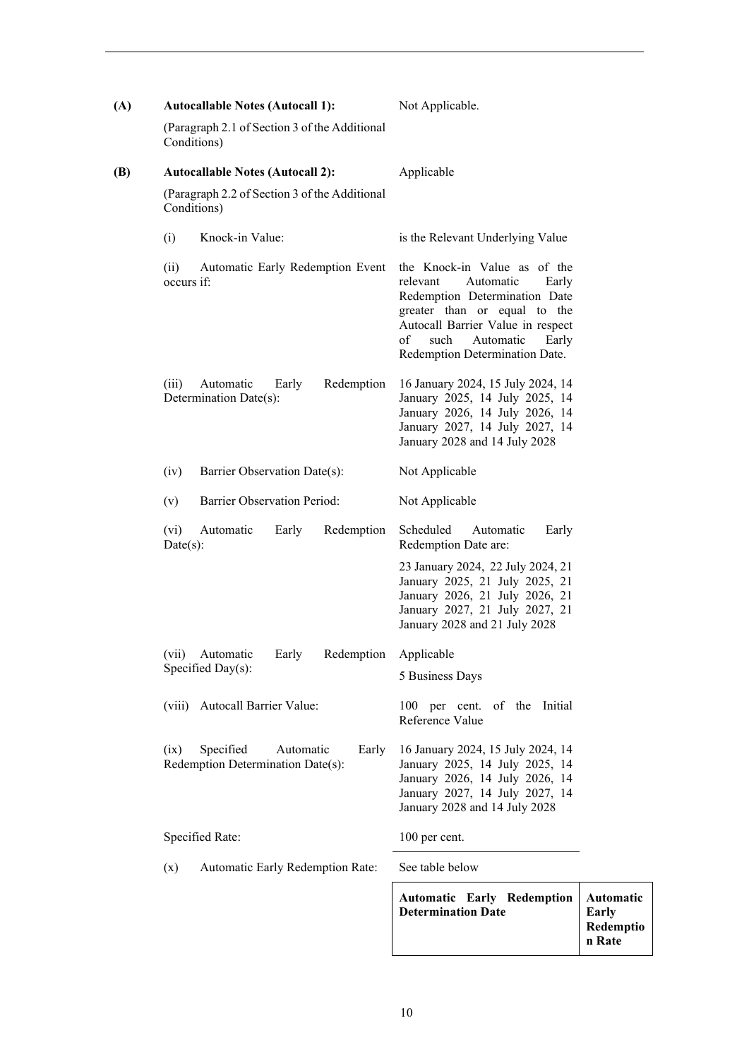**(A)** **Autocallable Notes (Autocall 1):** Not Applicable.

(Paragraph 2.1 of Section 3 of the Additional Conditions)

**(B)** **Autocallable Notes (Autocall 2):** Applicable

(Paragraph 2.2 of Section 3 of the Additional Conditions)

(i) Knock-in Value: is the Relevant Underlying Value

(ii) Automatic Early Redemption Event occurs if: the Knock-in Value as of the relevant Automatic Early Redemption Determination Date greater than or equal to the Autocall Barrier Value in respect of such Automatic Early Redemption Determination Date.

(iii) Automatic Early Redemption Determination Date(s): 16 January 2024, 15 July 2024, 14 January 2025, 14 July 2025, 14 January 2026, 14 July 2026, 14 January 2027, 14 July 2027, 14 January 2028 and 14 July 2028

(iv) Barrier Observation Date(s): Not Applicable

(v) Barrier Observation Period: Not Applicable

(vi) Automatic Early Redemption Date(s): Scheduled Automatic Early Redemption Date are:

23 January 2024, 22 July 2024, 21 January 2025, 21 July 2025, 21 January 2026, 21 July 2026, 21 January 2027, 21 July 2027, 21 January 2028 and 21 July 2028

(vii) Automatic Early Redemption Specified Day(s): Applicable

5 Business Days

(viii) Autocall Barrier Value: 100 per cent. of the Initial Reference Value

(ix) Specified Automatic Early Redemption Determination Date(s): 16 January 2024, 15 July 2024, 14 January 2025, 14 July 2025, 14 January 2026, 14 July 2026, 14 January 2027, 14 July 2027, 14 January 2028 and 14 July 2028

Specified Rate: 100 per cent.

(x) Automatic Early Redemption Rate: See table below

| **Automatic Early Redemption Determination Date** | **Automatic Early Redemption Rate** |
|---|---|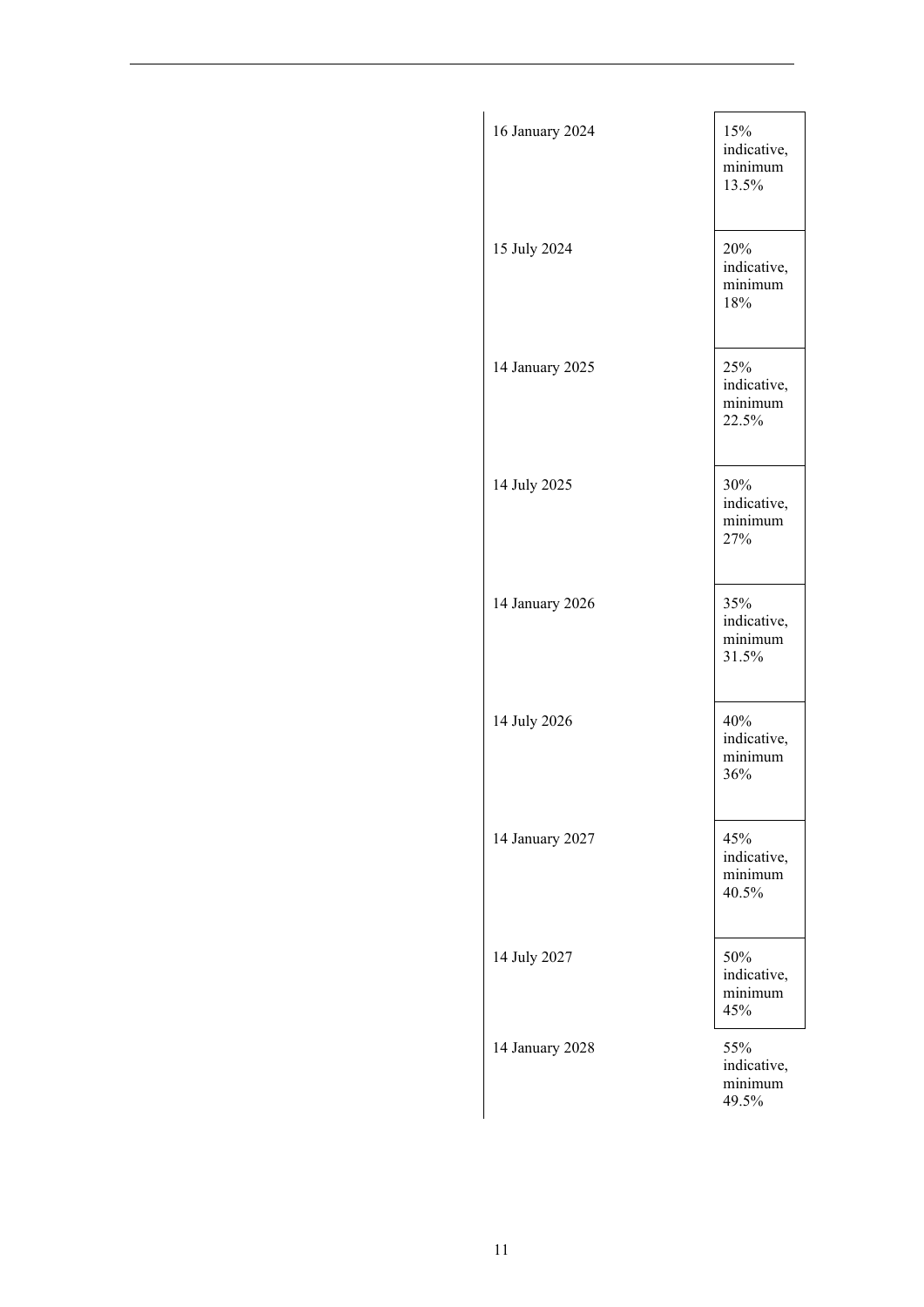| | | |
|---|---|---|
| | 16 January 2024 | 15% indicative, minimum 13.5% |
| | 15 July 2024 | 20% indicative, minimum 18% |
| | 14 January 2025 | 25% indicative, minimum 22.5% |
| | 14 July 2025 | 30% indicative, minimum 27% |
| | 14 January 2026 | 35% indicative, minimum 31.5% |
| | 14 July 2026 | 40% indicative, minimum 36% |
| | 14 January 2027 | 45% indicative, minimum 40.5% |
| | 14 July 2027 | 50% indicative, minimum 45% |
| | 14 January 2028 | 55% indicative, minimum 49.5% |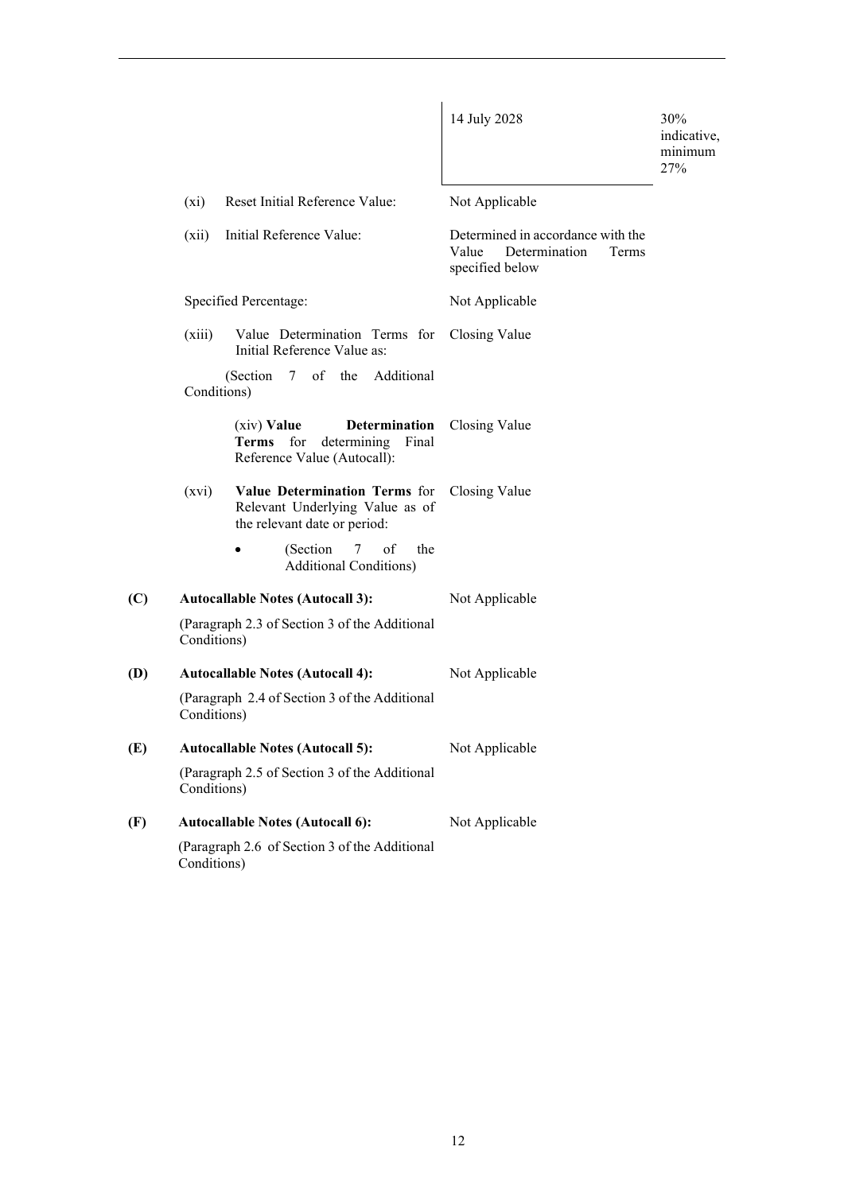| | |
|---|---|
| 14 July 2028 | 30% indicative, minimum 27% |

(xi) Reset Initial Reference Value: Not Applicable

(xii) Initial Reference Value: Determined in accordance with the Value Determination Terms specified below

Specified Percentage: Not Applicable

(xiii) Value Determination Terms for Initial Reference Value as: Closing Value

(Section 7 of the Additional Conditions)

(xiv) **Value Determination Terms** for determining Final Reference Value (Autocall): Closing Value

(xvi) **Value Determination Terms** for Relevant Underlying Value as of the relevant date or period: Closing Value

- (Section 7 of the Additional Conditions)

**(C) Autocallable Notes (Autocall 3):** Not Applicable

(Paragraph 2.3 of Section 3 of the Additional Conditions)

**(D) Autocallable Notes (Autocall 4):** Not Applicable

(Paragraph 2.4 of Section 3 of the Additional Conditions)

**(E) Autocallable Notes (Autocall 5):** Not Applicable

(Paragraph 2.5 of Section 3 of the Additional Conditions)

**(F) Autocallable Notes (Autocall 6):** Not Applicable

(Paragraph 2.6 of Section 3 of the Additional Conditions)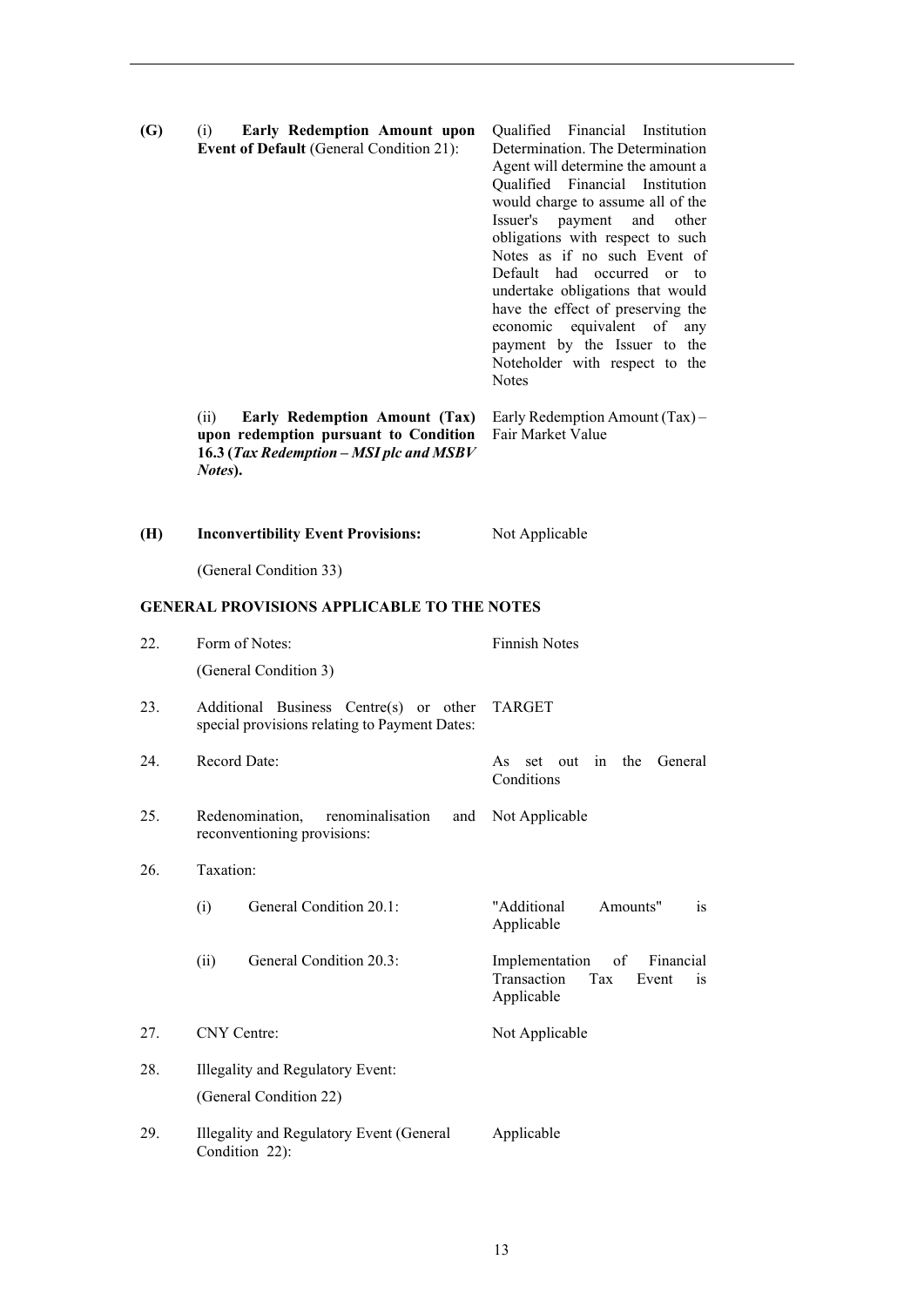| | | |
|---|---|---|
| **(G)** | (i) **Early Redemption Amount upon Event of Default** (General Condition 21): | Qualified Financial Institution Determination. The Determination Agent will determine the amount a Qualified Financial Institution would charge to assume all of the Issuer's payment and other obligations with respect to such Notes as if no such Event of Default had occurred or to undertake obligations that would have the effect of preserving the economic equivalent of any payment by the Issuer to the Noteholder with respect to the Notes |
| | (ii) **Early Redemption Amount (Tax) upon redemption pursuant to Condition 16.3 (*Tax Redemption – MSI plc and MSBV Notes*).** | Early Redemption Amount (Tax) – Fair Market Value |
| **(H)** | **Inconvertibility Event Provisions:** | Not Applicable |
| | (General Condition 33) | |

**GENERAL PROVISIONS APPLICABLE TO THE NOTES**

| | | |
|---|---|---|
| 22. | Form of Notes: (General Condition 3) | Finnish Notes |
| 23. | Additional Business Centre(s) or other special provisions relating to Payment Dates: | TARGET |
| 24. | Record Date: | As set out in the General Conditions |
| 25. | Redenomination, renominalisation and reconventioning provisions: | Not Applicable |
| 26. | Taxation: | |
| | (i) General Condition 20.1: | "Additional Amounts" is Applicable |
| | (ii) General Condition 20.3: | Implementation of Financial Transaction Tax Event is Applicable |
| 27. | CNY Centre: | Not Applicable |
| 28. | Illegality and Regulatory Event: (General Condition 22) | |
| 29. | Illegality and Regulatory Event (General Condition 22): | Applicable |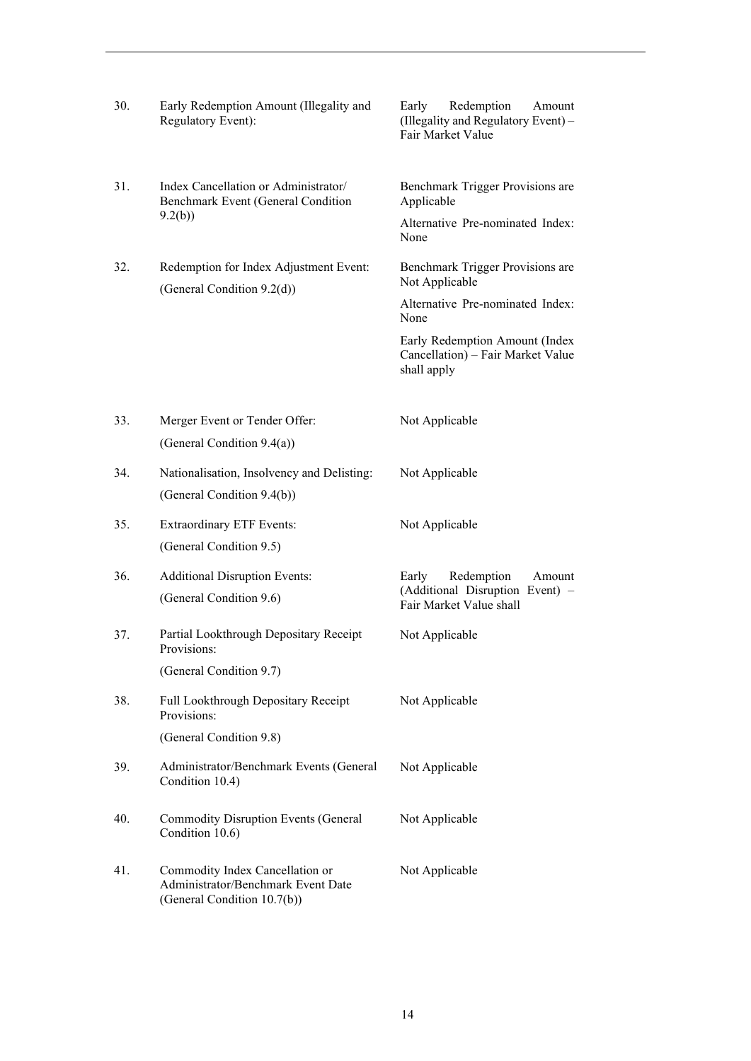| | | |
|---|---|---|
| 30. | Early Redemption Amount (Illegality and Regulatory Event): | Early Redemption Amount (Illegality and Regulatory Event) – Fair Market Value |
| 31. | Index Cancellation or Administrator/ Benchmark Event (General Condition 9.2(b)) | Benchmark Trigger Provisions are Applicable<br><br>Alternative Pre-nominated Index: None |
| 32. | Redemption for Index Adjustment Event:<br><br>(General Condition 9.2(d)) | Benchmark Trigger Provisions are Not Applicable<br><br>Alternative Pre-nominated Index: None<br><br>Early Redemption Amount (Index Cancellation) – Fair Market Value shall apply |
| 33. | Merger Event or Tender Offer:<br><br>(General Condition 9.4(a)) | Not Applicable |
| 34. | Nationalisation, Insolvency and Delisting:<br><br>(General Condition 9.4(b)) | Not Applicable |
| 35. | Extraordinary ETF Events:<br><br>(General Condition 9.5) | Not Applicable |
| 36. | Additional Disruption Events:<br><br>(General Condition 9.6) | Early Redemption Amount (Additional Disruption Event) – Fair Market Value shall |
| 37. | Partial Lookthrough Depositary Receipt Provisions:<br><br>(General Condition 9.7) | Not Applicable |
| 38. | Full Lookthrough Depositary Receipt Provisions:<br><br>(General Condition 9.8) | Not Applicable |
| 39. | Administrator/Benchmark Events (General Condition 10.4) | Not Applicable |
| 40. | Commodity Disruption Events (General Condition 10.6) | Not Applicable |
| 41. | Commodity Index Cancellation or Administrator/Benchmark Event Date (General Condition 10.7(b)) | Not Applicable |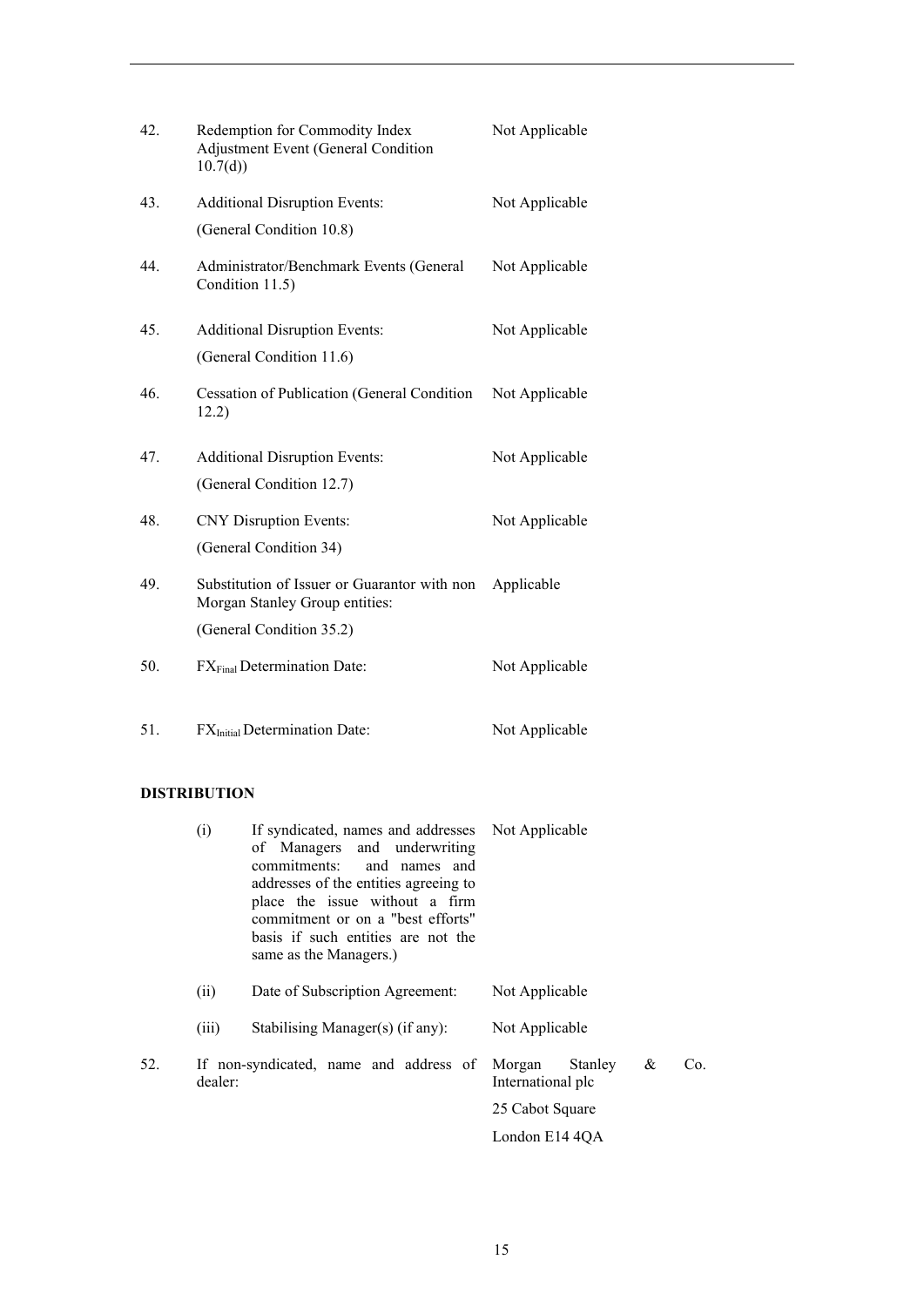| | | |
|---|---|---|
| 42. | Redemption for Commodity Index Adjustment Event (General Condition 10.7(d)) | Not Applicable |
| 43. | Additional Disruption Events: (General Condition 10.8) | Not Applicable |
| 44. | Administrator/Benchmark Events (General Condition 11.5) | Not Applicable |
| 45. | Additional Disruption Events: (General Condition 11.6) | Not Applicable |
| 46. | Cessation of Publication (General Condition 12.2) | Not Applicable |
| 47. | Additional Disruption Events: (General Condition 12.7) | Not Applicable |
| 48. | CNY Disruption Events: (General Condition 34) | Not Applicable |
| 49. | Substitution of Issuer or Guarantor with non Morgan Stanley Group entities: (General Condition 35.2) | Applicable |
| 50. | $FX_{Final}$ Determination Date: | Not Applicable |
| 51. | $FX_{Initial}$ Determination Date: | Not Applicable |

**DISTRIBUTION**

| | | |
|---|---|---|
| (i) | If syndicated, names and addresses of Managers and underwriting commitments: and names and addresses of the entities agreeing to place the issue without a firm commitment or on a "best efforts" basis if such entities are not the same as the Managers.) | Not Applicable |
| (ii) | Date of Subscription Agreement: | Not Applicable |
| (iii) | Stabilising Manager(s) (if any): | Not Applicable |

| | | |
|---|---|---|
| 52. | If non-syndicated, name and address of dealer: | Morgan Stanley & Co. International plc<br>25 Cabot Square<br>London E14 4QA |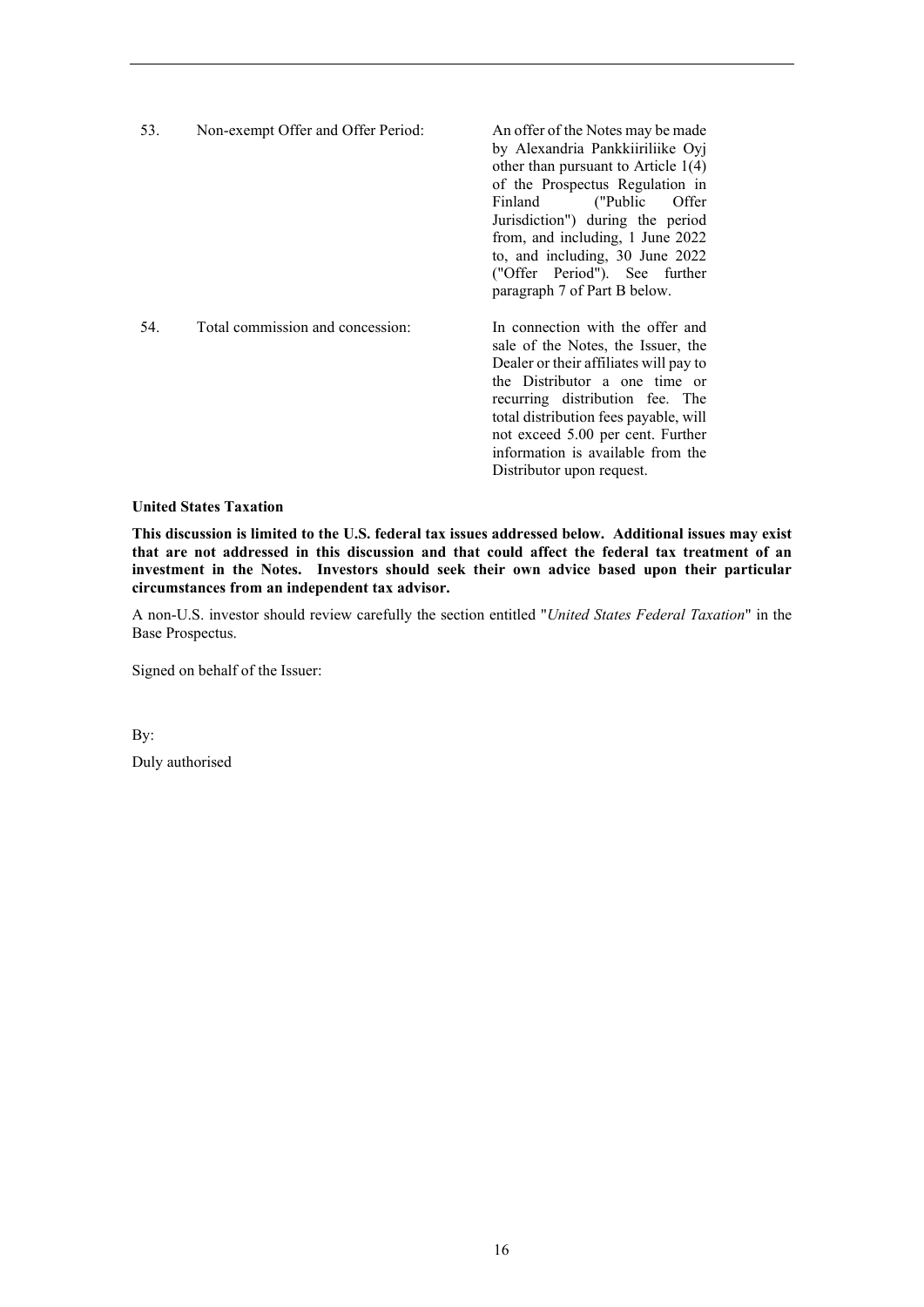| | | |
|---|---|---|
| 53. | Non-exempt Offer and Offer Period: | An offer of the Notes may be made by Alexandria Pankkiiriliike Oyj other than pursuant to Article 1(4) of the Prospectus Regulation in Finland ("Public Offer Jurisdiction") during the period from, and including, 1 June 2022 to, and including, 30 June 2022 ("Offer Period"). See further paragraph 7 of Part B below. |
| 54. | Total commission and concession: | In connection with the offer and sale of the Notes, the Issuer, the Dealer or their affiliates will pay to the Distributor a one time or recurring distribution fee. The total distribution fees payable, will not exceed 5.00 per cent. Further information is available from the Distributor upon request. |

**United States Taxation**

**This discussion is limited to the U.S. federal tax issues addressed below. Additional issues may exist that are not addressed in this discussion and that could affect the federal tax treatment of an investment in the Notes. Investors should seek their own advice based upon their particular circumstances from an independent tax advisor.**

A non-U.S. investor should review carefully the section entitled "*United States Federal Taxation*" in the Base Prospectus.

Signed on behalf of the Issuer:

By:

Duly authorised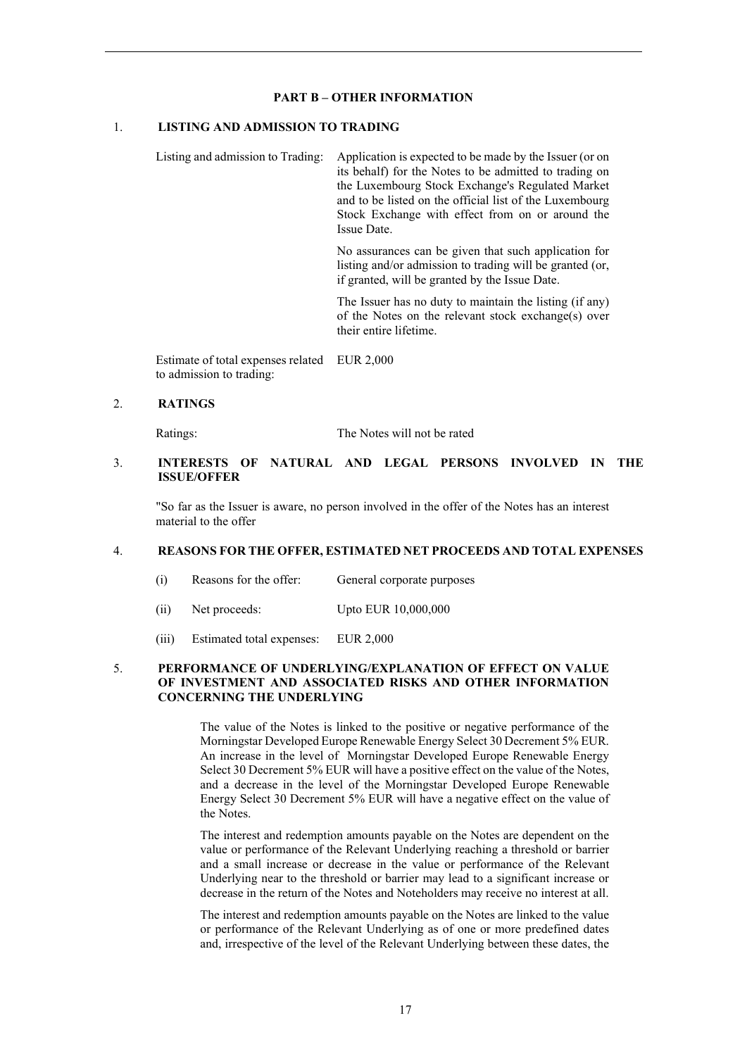## PART B – OTHER INFORMATION

### 1. LISTING AND ADMISSION TO TRADING

| | |
|---|---|
| Listing and admission to Trading: | Application is expected to be made by the Issuer (or on its behalf) for the Notes to be admitted to trading on the Luxembourg Stock Exchange's Regulated Market and to be listed on the official list of the Luxembourg Stock Exchange with effect from on or around the Issue Date.<br><br>No assurances can be given that such application for listing and/or admission to trading will be granted (or, if granted, will be granted by the Issue Date.<br><br>The Issuer has no duty to maintain the listing (if any) of the Notes on the relevant stock exchange(s) over their entire lifetime. |
| Estimate of total expenses related to admission to trading: | EUR 2,000 |

### 2. RATINGS

| | |
|---|---|
| Ratings: | The Notes will not be rated |

### 3. INTERESTS OF NATURAL AND LEGAL PERSONS INVOLVED IN THE ISSUE/OFFER

"So far as the Issuer is aware, no person involved in the offer of the Notes has an interest material to the offer

### 4. REASONS FOR THE OFFER, ESTIMATED NET PROCEEDS AND TOTAL EXPENSES

| | | |
|---|---|---|
| (i) | Reasons for the offer: | General corporate purposes |
| (ii) | Net proceeds: | Upto EUR 10,000,000 |
| (iii) | Estimated total expenses: | EUR 2,000 |

### 5. PERFORMANCE OF UNDERLYING/EXPLANATION OF EFFECT ON VALUE OF INVESTMENT AND ASSOCIATED RISKS AND OTHER INFORMATION CONCERNING THE UNDERLYING

The value of the Notes is linked to the positive or negative performance of the Morningstar Developed Europe Renewable Energy Select 30 Decrement 5% EUR. An increase in the level of Morningstar Developed Europe Renewable Energy Select 30 Decrement 5% EUR will have a positive effect on the value of the Notes, and a decrease in the level of the Morningstar Developed Europe Renewable Energy Select 30 Decrement 5% EUR will have a negative effect on the value of the Notes.

The interest and redemption amounts payable on the Notes are dependent on the value or performance of the Relevant Underlying reaching a threshold or barrier and a small increase or decrease in the value or performance of the Relevant Underlying near to the threshold or barrier may lead to a significant increase or decrease in the return of the Notes and Noteholders may receive no interest at all.

The interest and redemption amounts payable on the Notes are linked to the value or performance of the Relevant Underlying as of one or more predefined dates and, irrespective of the level of the Relevant Underlying between these dates, the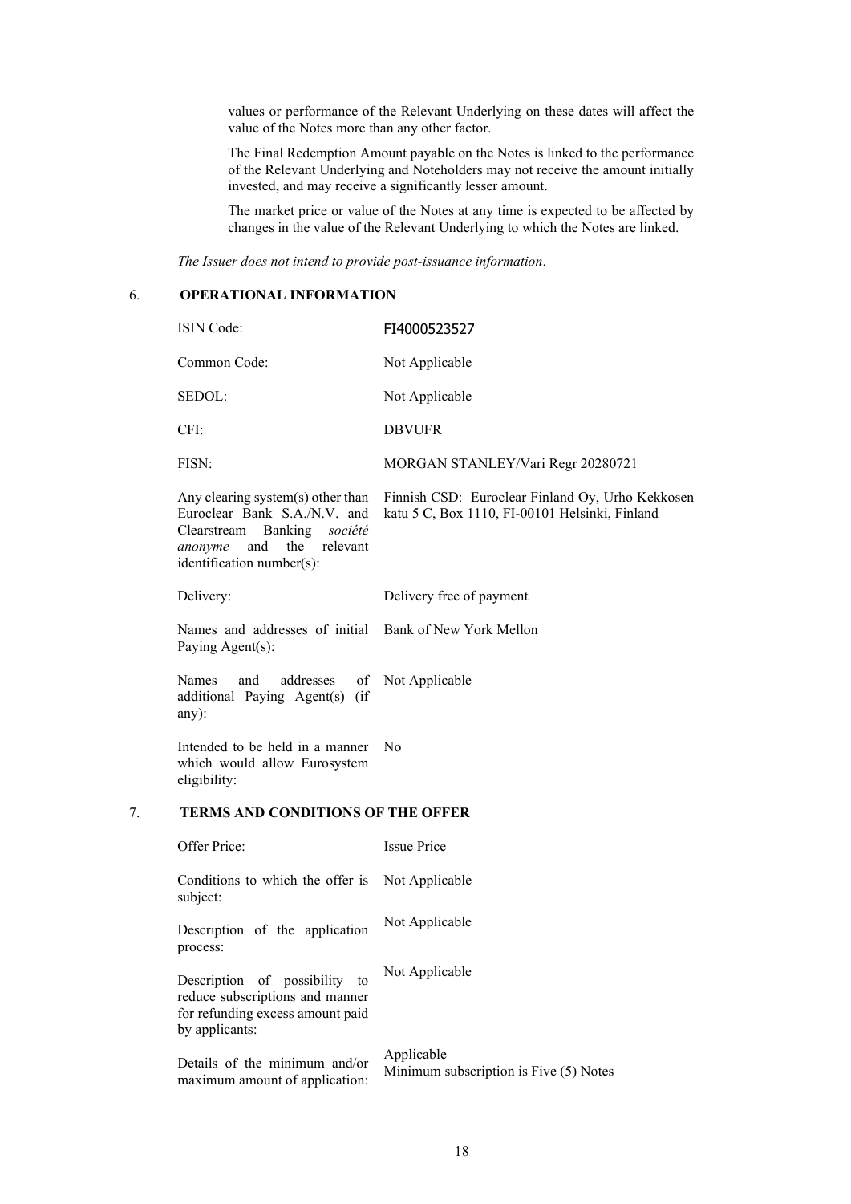values or performance of the Relevant Underlying on these dates will affect the value of the Notes more than any other factor.

The Final Redemption Amount payable on the Notes is linked to the performance of the Relevant Underlying and Noteholders may not receive the amount initially invested, and may receive a significantly lesser amount.

The market price or value of the Notes at any time is expected to be affected by changes in the value of the Relevant Underlying to which the Notes are linked.

*The Issuer does not intend to provide post-issuance information*.

## 6. OPERATIONAL INFORMATION

| | |
|---|---|
| ISIN Code: | FI4000523527 |
| Common Code: | Not Applicable |
| SEDOL: | Not Applicable |
| CFI: | DBVUFR |
| FISN: | MORGAN STANLEY/Vari Regr 20280721 |
| Any clearing system(s) other than Euroclear Bank S.A./N.V. and Clearstream Banking *société anonyme* and the relevant identification number(s): | Finnish CSD: Euroclear Finland Oy, Urho Kekkosen katu 5 C, Box 1110, FI-00101 Helsinki, Finland |
| Delivery: | Delivery free of payment |
| Names and addresses of initial Paying Agent(s): | Bank of New York Mellon |
| Names and addresses of additional Paying Agent(s) (if any): | Not Applicable |
| Intended to be held in a manner which would allow Eurosystem eligibility: | No |

## 7. TERMS AND CONDITIONS OF THE OFFER

| | |
|---|---|
| Offer Price: | Issue Price |
| Conditions to which the offer is subject: | Not Applicable |
| Description of the application process: | Not Applicable |
| Description of possibility to reduce subscriptions and manner for refunding excess amount paid by applicants: | Not Applicable |
| Details of the minimum and/or maximum amount of application: | Applicable<br>Minimum subscription is Five (5) Notes |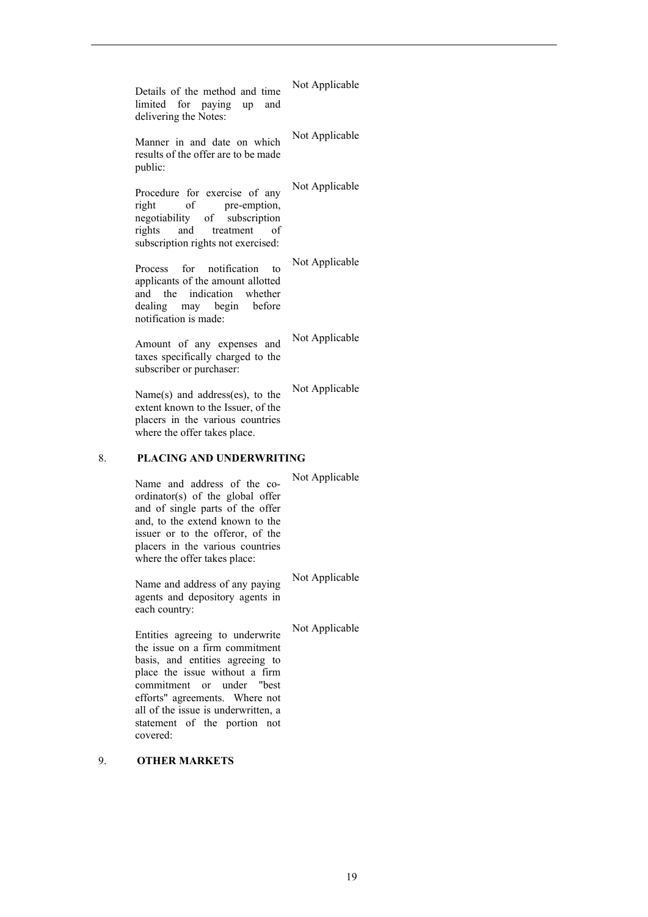| | |
|---|---|
| Details of the method and time limited for paying up and delivering the Notes: | Not Applicable |
| Manner in and date on which results of the offer are to be made public: | Not Applicable |
| Procedure for exercise of any right of pre-emption, negotiability of subscription rights and treatment of subscription rights not exercised: | Not Applicable |
| Process for notification to applicants of the amount allotted and the indication whether dealing may begin before notification is made: | Not Applicable |
| Amount of any expenses and taxes specifically charged to the subscriber or purchaser: | Not Applicable |
| Name(s) and address(es), to the extent known to the Issuer, of the placers in the various countries where the offer takes place. | Not Applicable |

## 8. PLACING AND UNDERWRITING

| | |
|---|---|
| Name and address of the co-ordinator(s) of the global offer and of single parts of the offer and, to the extend known to the issuer or to the offeror, of the placers in the various countries where the offer takes place: | Not Applicable |
| Name and address of any paying agents and depository agents in each country: | Not Applicable |
| Entities agreeing to underwrite the issue on a firm commitment basis, and entities agreeing to place the issue without a firm commitment or under "best efforts" agreements. Where not all of the issue is underwritten, a statement of the portion not covered: | Not Applicable |

## 9. OTHER MARKETS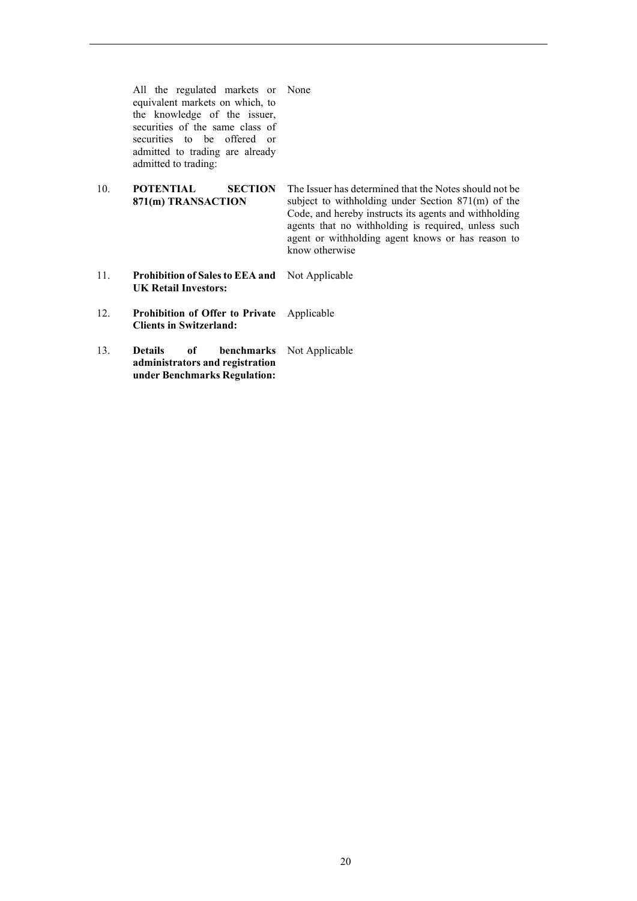| | | |
|---|---|---|
| | All the regulated markets or equivalent markets on which, to the knowledge of the issuer, securities of the same class of securities to be offered or admitted to trading are already admitted to trading: | None |
| 10. | **POTENTIAL SECTION 871(m) TRANSACTION** | The Issuer has determined that the Notes should not be subject to withholding under Section 871(m) of the Code, and hereby instructs its agents and withholding agents that no withholding is required, unless such agent or withholding agent knows or has reason to know otherwise |
| 11. | **Prohibition of Sales to EEA and UK Retail Investors:** | Not Applicable |
| 12. | **Prohibition of Offer to Private Clients in Switzerland:** | Applicable |
| 13. | **Details of benchmarks administrators and registration under Benchmarks Regulation:** | Not Applicable |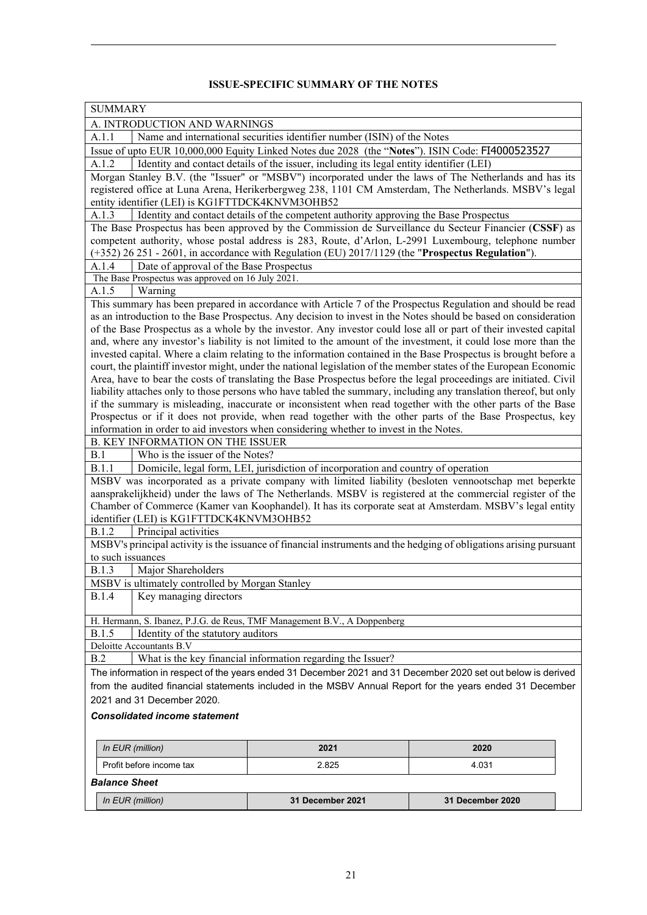## ISSUE-SPECIFIC SUMMARY OF THE NOTES

SUMMARY

A. INTRODUCTION AND WARNINGS

| A.1.1 | Name and international securities identifier number (ISIN) of the Notes |
|---|---|

Issue of upto EUR 10,000,000 Equity Linked Notes due 2028 (the "**Notes**"). ISIN Code: FI4000523527

| A.1.2 | Identity and contact details of the issuer, including its legal entity identifier (LEI) |
|---|---|

Morgan Stanley B.V. (the "Issuer" or "MSBV") incorporated under the laws of The Netherlands and has its registered office at Luna Arena, Herikerbergweg 238, 1101 CM Amsterdam, The Netherlands. MSBV's legal entity identifier (LEI) is KG1FTTDCK4KNVM3OHB52

| A.1.3 | Identity and contact details of the competent authority approving the Base Prospectus |
|---|---|

The Base Prospectus has been approved by the Commission de Surveillance du Secteur Financier (**CSSF**) as competent authority, whose postal address is 283, Route, d'Arlon, L-2991 Luxembourg, telephone number (+352) 26 251 - 2601, in accordance with Regulation (EU) 2017/1129 (the "**Prospectus Regulation**").

| A.1.4 | Date of approval of the Base Prospectus |
|---|---|

The Base Prospectus was approved on 16 July 2021.

| A.1.5 | Warning |
|---|---|

This summary has been prepared in accordance with Article 7 of the Prospectus Regulation and should be read as an introduction to the Base Prospectus. Any decision to invest in the Notes should be based on consideration of the Base Prospectus as a whole by the investor. Any investor could lose all or part of their invested capital and, where any investor's liability is not limited to the amount of the investment, it could lose more than the invested capital. Where a claim relating to the information contained in the Base Prospectus is brought before a court, the plaintiff investor might, under the national legislation of the member states of the European Economic Area, have to bear the costs of translating the Base Prospectus before the legal proceedings are initiated. Civil liability attaches only to those persons who have tabled the summary, including any translation thereof, but only if the summary is misleading, inaccurate or inconsistent when read together with the other parts of the Base Prospectus or if it does not provide, when read together with the other parts of the Base Prospectus, key information in order to aid investors when considering whether to invest in the Notes.

B. KEY INFORMATION ON THE ISSUER

| B.1 | Who is the issuer of the Notes? |
|---|---|
| B.1.1 | Domicile, legal form, LEI, jurisdiction of incorporation and country of operation |

MSBV was incorporated as a private company with limited liability (besloten vennootschap met beperkte aansprakelijkheid) under the laws of The Netherlands. MSBV is registered at the commercial register of the Chamber of Commerce (Kamer van Koophandel). It has its corporate seat at Amsterdam. MSBV's legal entity identifier (LEI) is KG1FTTDCK4KNVM3OHB52

| B.1.2 | Principal activities |
|---|---|

MSBV's principal activity is the issuance of financial instruments and the hedging of obligations arising pursuant to such issuances

| B.1.3 | Major Shareholders |
|---|---|

MSBV is ultimately controlled by Morgan Stanley

| B.1.4 | Key managing directors |
|---|---|

H. Hermann, S. Ibanez, P.J.G. de Reus, TMF Management B.V., A Doppenberg

| B.1.5 | Identity of the statutory auditors |
|---|---|

Deloitte Accountants B.V

| B.2 | What is the key financial information regarding the Issuer? |
|---|---|

The information in respect of the years ended 31 December 2021 and 31 December 2020 set out below is derived from the audited financial statements included in the MSBV Annual Report for the years ended 31 December 2021 and 31 December 2020.

***Consolidated income statement***

| *In EUR (million)* | **2021** | **2020** |
|---|---|---|
| Profit before income tax | 2.825 | 4.031 |

***Balance Sheet***

| *In EUR (million)* | **31 December 2021** | **31 December 2020** |
|---|---|---|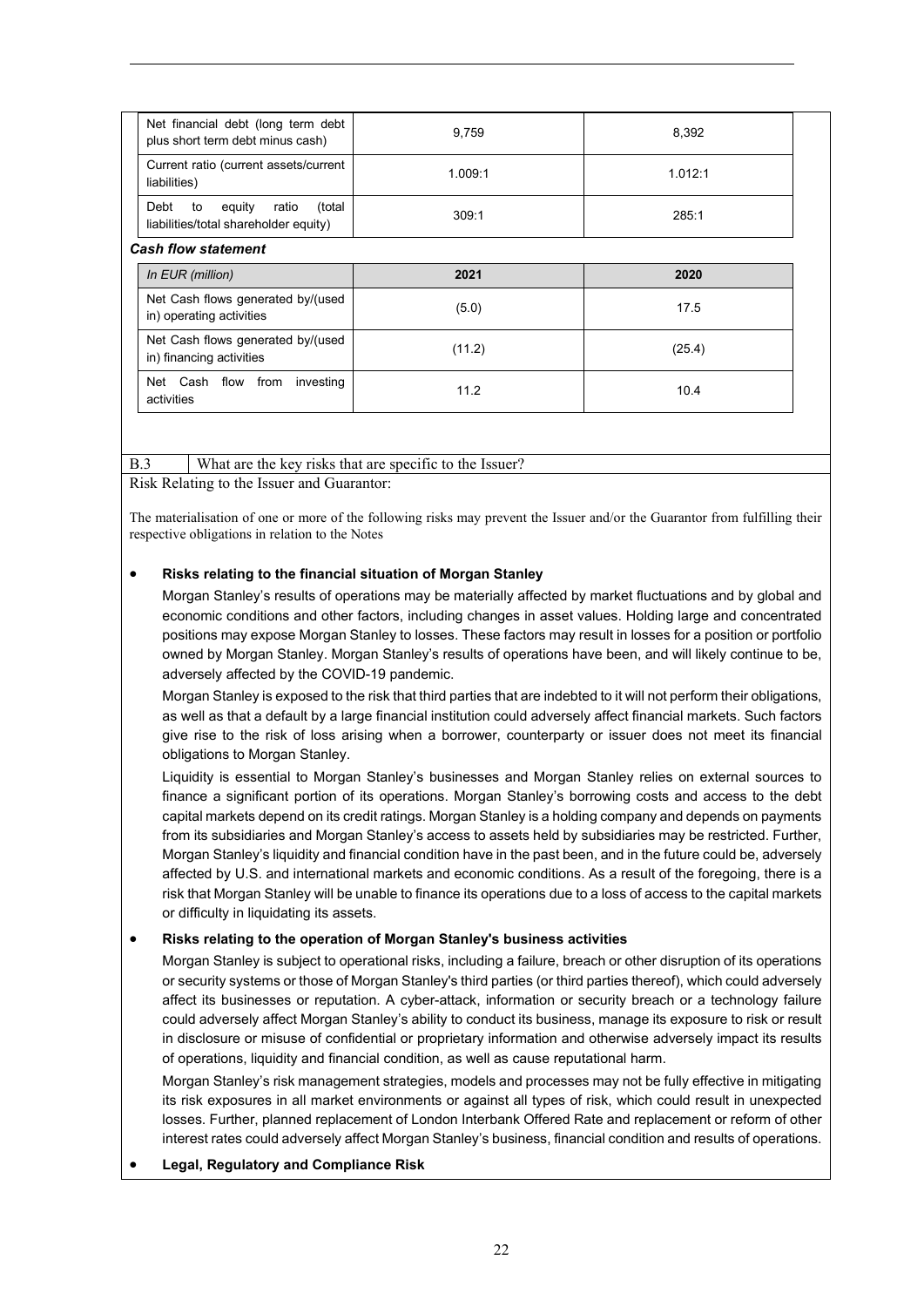| | | |
|---|---|---|
| Net financial debt (long term debt plus short term debt minus cash) | 9,759 | 8,392 |
| Current ratio (current assets/current liabilities) | 1.009:1 | 1.012:1 |
| Debt to equity ratio (total liabilities/total shareholder equity) | 309:1 | 285:1 |

***Cash flow statement***

| *In EUR (million)* | 2021 | 2020 |
|---|---|---|
| Net Cash flows generated by/(used in) operating activities | (5.0) | 17.5 |
| Net Cash flows generated by/(used in) financing activities | (11.2) | (25.4) |
| Net Cash flow from investing activities | 11.2 | 10.4 |

B.3 What are the key risks that are specific to the Issuer?

Risk Relating to the Issuer and Guarantor:

The materialisation of one or more of the following risks may prevent the Issuer and/or the Guarantor from fulfilling their respective obligations in relation to the Notes

- **Risks relating to the financial situation of Morgan Stanley**

  Morgan Stanley's results of operations may be materially affected by market fluctuations and by global and economic conditions and other factors, including changes in asset values. Holding large and concentrated positions may expose Morgan Stanley to losses. These factors may result in losses for a position or portfolio owned by Morgan Stanley. Morgan Stanley's results of operations have been, and will likely continue to be, adversely affected by the COVID-19 pandemic.

  Morgan Stanley is exposed to the risk that third parties that are indebted to it will not perform their obligations, as well as that a default by a large financial institution could adversely affect financial markets. Such factors give rise to the risk of loss arising when a borrower, counterparty or issuer does not meet its financial obligations to Morgan Stanley.

  Liquidity is essential to Morgan Stanley's businesses and Morgan Stanley relies on external sources to finance a significant portion of its operations. Morgan Stanley's borrowing costs and access to the debt capital markets depend on its credit ratings. Morgan Stanley is a holding company and depends on payments from its subsidiaries and Morgan Stanley's access to assets held by subsidiaries may be restricted. Further, Morgan Stanley's liquidity and financial condition have in the past been, and in the future could be, adversely affected by U.S. and international markets and economic conditions. As a result of the foregoing, there is a risk that Morgan Stanley will be unable to finance its operations due to a loss of access to the capital markets or difficulty in liquidating its assets.

- **Risks relating to the operation of Morgan Stanley's business activities**

  Morgan Stanley is subject to operational risks, including a failure, breach or other disruption of its operations or security systems or those of Morgan Stanley's third parties (or third parties thereof), which could adversely affect its businesses or reputation. A cyber-attack, information or security breach or a technology failure could adversely affect Morgan Stanley's ability to conduct its business, manage its exposure to risk or result in disclosure or misuse of confidential or proprietary information and otherwise adversely impact its results of operations, liquidity and financial condition, as well as cause reputational harm.

  Morgan Stanley's risk management strategies, models and processes may not be fully effective in mitigating its risk exposures in all market environments or against all types of risk, which could result in unexpected losses. Further, planned replacement of London Interbank Offered Rate and replacement or reform of other interest rates could adversely affect Morgan Stanley's business, financial condition and results of operations.

- **Legal, Regulatory and Compliance Risk**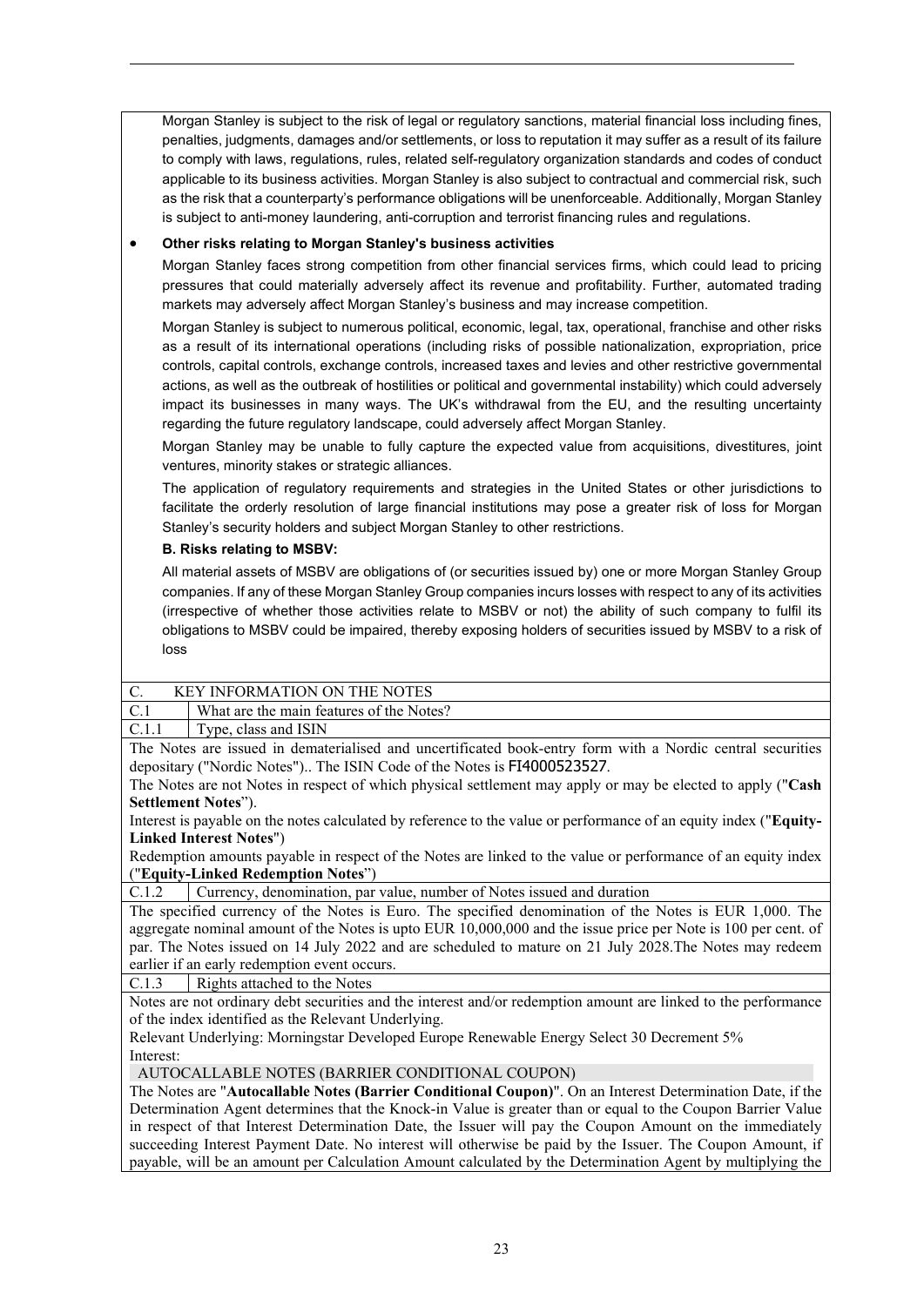Morgan Stanley is subject to the risk of legal or regulatory sanctions, material financial loss including fines, penalties, judgments, damages and/or settlements, or loss to reputation it may suffer as a result of its failure to comply with laws, regulations, rules, related self-regulatory organization standards and codes of conduct applicable to its business activities. Morgan Stanley is also subject to contractual and commercial risk, such as the risk that a counterparty's performance obligations will be unenforceable. Additionally, Morgan Stanley is subject to anti-money laundering, anti-corruption and terrorist financing rules and regulations.

- **Other risks relating to Morgan Stanley's business activities**

  Morgan Stanley faces strong competition from other financial services firms, which could lead to pricing pressures that could materially adversely affect its revenue and profitability. Further, automated trading markets may adversely affect Morgan Stanley's business and may increase competition.

  Morgan Stanley is subject to numerous political, economic, legal, tax, operational, franchise and other risks as a result of its international operations (including risks of possible nationalization, expropriation, price controls, capital controls, exchange controls, increased taxes and levies and other restrictive governmental actions, as well as the outbreak of hostilities or political and governmental instability) which could adversely impact its businesses in many ways. The UK's withdrawal from the EU, and the resulting uncertainty regarding the future regulatory landscape, could adversely affect Morgan Stanley.

  Morgan Stanley may be unable to fully capture the expected value from acquisitions, divestitures, joint ventures, minority stakes or strategic alliances.

  The application of regulatory requirements and strategies in the United States or other jurisdictions to facilitate the orderly resolution of large financial institutions may pose a greater risk of loss for Morgan Stanley's security holders and subject Morgan Stanley to other restrictions.

  **B. Risks relating to MSBV:**

  All material assets of MSBV are obligations of (or securities issued by) one or more Morgan Stanley Group companies. If any of these Morgan Stanley Group companies incurs losses with respect to any of its activities (irrespective of whether those activities relate to MSBV or not) the ability of such company to fulfil its obligations to MSBV could be impaired, thereby exposing holders of securities issued by MSBV to a risk of loss

| C. | KEY INFORMATION ON THE NOTES |
|---|---|
| C.1 | What are the main features of the Notes? |
| C.1.1 | Type, class and ISIN |

The Notes are issued in dematerialised and uncertificated book-entry form with a Nordic central securities depositary ("Nordic Notes").. The ISIN Code of the Notes is FI4000523527.

The Notes are not Notes in respect of which physical settlement may apply or may be elected to apply ("**Cash Settlement Notes**").

Interest is payable on the notes calculated by reference to the value or performance of an equity index ("**Equity-Linked Interest Notes**")

Redemption amounts payable in respect of the Notes are linked to the value or performance of an equity index ("**Equity-Linked Redemption Notes**")

| C.1.2 | Currency, denomination, par value, number of Notes issued and duration |
|---|---|

The specified currency of the Notes is Euro. The specified denomination of the Notes is EUR 1,000. The aggregate nominal amount of the Notes is upto EUR 10,000,000 and the issue price per Note is 100 per cent. of par. The Notes issued on 14 July 2022 and are scheduled to mature on 21 July 2028.The Notes may redeem earlier if an early redemption event occurs.

| C.1.3 | Rights attached to the Notes |
|---|---|

Notes are not ordinary debt securities and the interest and/or redemption amount are linked to the performance of the index identified as the Relevant Underlying.

Relevant Underlying: Morningstar Developed Europe Renewable Energy Select 30 Decrement 5%

Interest:

AUTOCALLABLE NOTES (BARRIER CONDITIONAL COUPON)

The Notes are "**Autocallable Notes (Barrier Conditional Coupon)**". On an Interest Determination Date, if the Determination Agent determines that the Knock-in Value is greater than or equal to the Coupon Barrier Value in respect of that Interest Determination Date, the Issuer will pay the Coupon Amount on the immediately succeeding Interest Payment Date. No interest will otherwise be paid by the Issuer. The Coupon Amount, if payable, will be an amount per Calculation Amount calculated by the Determination Agent by multiplying the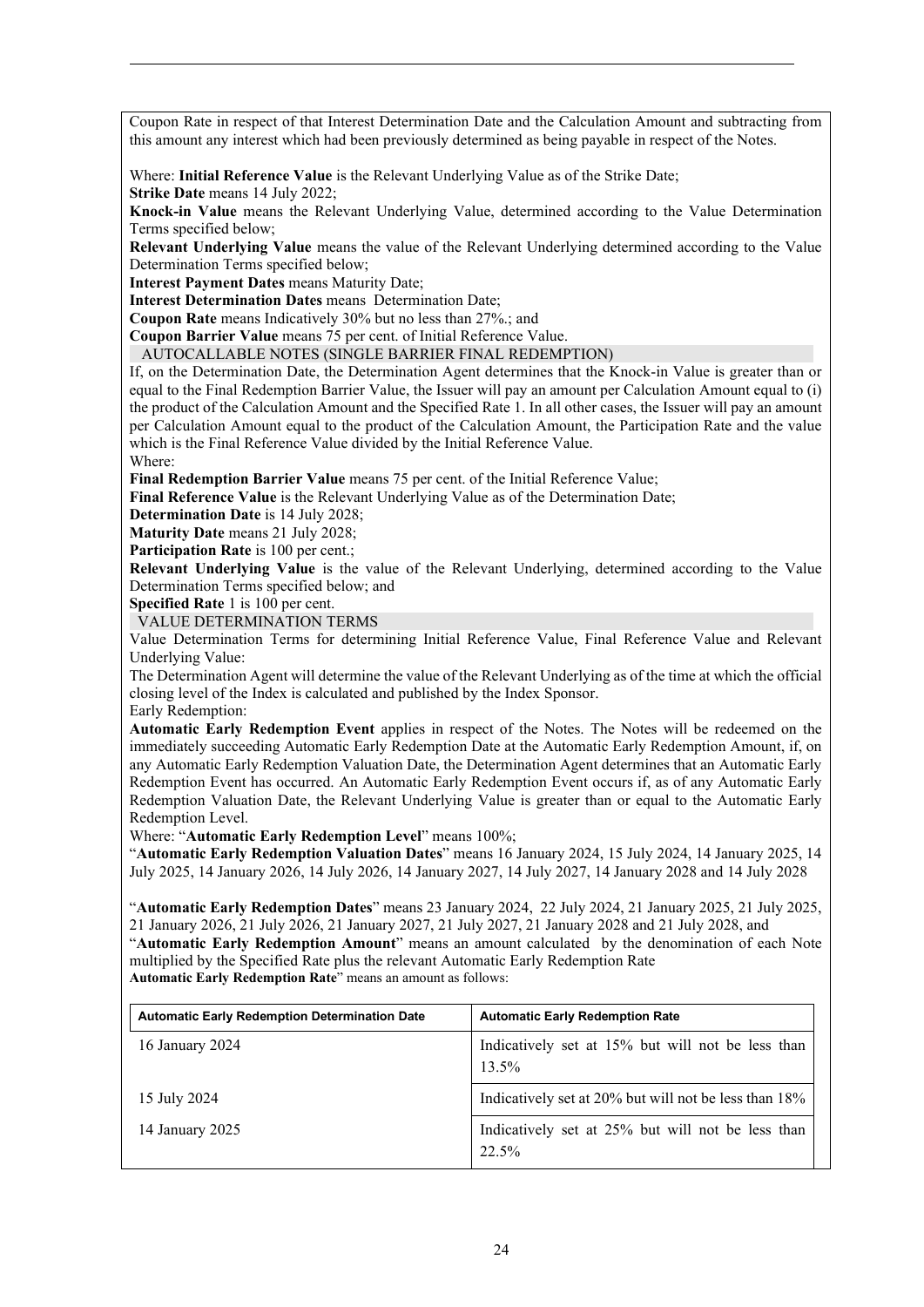Coupon Rate in respect of that Interest Determination Date and the Calculation Amount and subtracting from this amount any interest which had been previously determined as being payable in respect of the Notes.

Where: **Initial Reference Value** is the Relevant Underlying Value as of the Strike Date;
**Strike Date** means 14 July 2022;
**Knock-in Value** means the Relevant Underlying Value, determined according to the Value Determination Terms specified below;
**Relevant Underlying Value** means the value of the Relevant Underlying determined according to the Value Determination Terms specified below;
**Interest Payment Dates** means Maturity Date;
**Interest Determination Dates** means Determination Date;
**Coupon Rate** means Indicatively 30% but no less than 27%.; and
**Coupon Barrier Value** means 75 per cent. of Initial Reference Value.

AUTOCALLABLE NOTES (SINGLE BARRIER FINAL REDEMPTION)

If, on the Determination Date, the Determination Agent determines that the Knock-in Value is greater than or equal to the Final Redemption Barrier Value, the Issuer will pay an amount per Calculation Amount equal to (i) the product of the Calculation Amount and the Specified Rate 1. In all other cases, the Issuer will pay an amount per Calculation Amount equal to the product of the Calculation Amount, the Participation Rate and the value which is the Final Reference Value divided by the Initial Reference Value.
Where:
**Final Redemption Barrier Value** means 75 per cent. of the Initial Reference Value;
**Final Reference Value** is the Relevant Underlying Value as of the Determination Date;
**Determination Date** is 14 July 2028;
**Maturity Date** means 21 July 2028;
**Participation Rate** is 100 per cent.;
**Relevant Underlying Value** is the value of the Relevant Underlying, determined according to the Value Determination Terms specified below; and
**Specified Rate** 1 is 100 per cent.

VALUE DETERMINATION TERMS

Value Determination Terms for determining Initial Reference Value, Final Reference Value and Relevant Underlying Value:
The Determination Agent will determine the value of the Relevant Underlying as of the time at which the official closing level of the Index is calculated and published by the Index Sponsor.
Early Redemption:
**Automatic Early Redemption Event** applies in respect of the Notes. The Notes will be redeemed on the immediately succeeding Automatic Early Redemption Date at the Automatic Early Redemption Amount, if, on any Automatic Early Redemption Valuation Date, the Determination Agent determines that an Automatic Early Redemption Event has occurred. An Automatic Early Redemption Event occurs if, as of any Automatic Early Redemption Valuation Date, the Relevant Underlying Value is greater than or equal to the Automatic Early Redemption Level.
Where: "**Automatic Early Redemption Level**" means 100%;
"**Automatic Early Redemption Valuation Dates**" means 16 January 2024, 15 July 2024, 14 January 2025, 14 July 2025, 14 January 2026, 14 July 2026, 14 January 2027, 14 July 2027, 14 January 2028 and 14 July 2028

"**Automatic Early Redemption Dates**" means 23 January 2024, 22 July 2024, 21 January 2025, 21 July 2025, 21 January 2026, 21 July 2026, 21 January 2027, 21 July 2027, 21 January 2028 and 21 July 2028, and
"**Automatic Early Redemption Amount**" means an amount calculated by the denomination of each Note multiplied by the Specified Rate plus the relevant Automatic Early Redemption Rate
**Automatic Early Redemption Rate**" means an amount as follows:

| Automatic Early Redemption Determination Date | Automatic Early Redemption Rate |
|---|---|
| 16 January 2024 | Indicatively set at 15% but will not be less than 13.5% |
| 15 July 2024 | Indicatively set at 20% but will not be less than 18% |
| 14 January 2025 | Indicatively set at 25% but will not be less than 22.5% |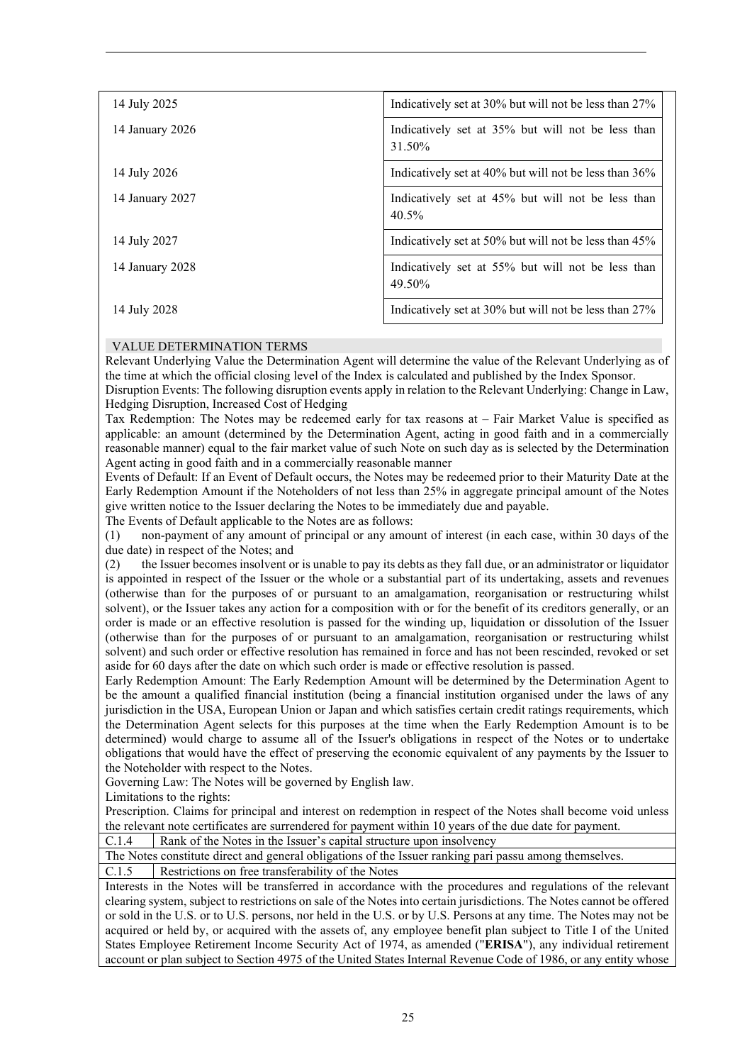| | |
|---|---|
| 14 July 2025 | Indicatively set at 30% but will not be less than 27% |
| 14 January 2026 | Indicatively set at 35% but will not be less than 31.50% |
| 14 July 2026 | Indicatively set at 40% but will not be less than 36% |
| 14 January 2027 | Indicatively set at 45% but will not be less than 40.5% |
| 14 July 2027 | Indicatively set at 50% but will not be less than 45% |
| 14 January 2028 | Indicatively set at 55% but will not be less than 49.50% |
| 14 July 2028 | Indicatively set at 30% but will not be less than 27% |

VALUE DETERMINATION TERMS

Relevant Underlying Value the Determination Agent will determine the value of the Relevant Underlying as of the time at which the official closing level of the Index is calculated and published by the Index Sponsor.

Disruption Events: The following disruption events apply in relation to the Relevant Underlying: Change in Law, Hedging Disruption, Increased Cost of Hedging

Tax Redemption: The Notes may be redeemed early for tax reasons at – Fair Market Value is specified as applicable: an amount (determined by the Determination Agent, acting in good faith and in a commercially reasonable manner) equal to the fair market value of such Note on such day as is selected by the Determination Agent acting in good faith and in a commercially reasonable manner

Events of Default: If an Event of Default occurs, the Notes may be redeemed prior to their Maturity Date at the Early Redemption Amount if the Noteholders of not less than 25% in aggregate principal amount of the Notes give written notice to the Issuer declaring the Notes to be immediately due and payable.

The Events of Default applicable to the Notes are as follows:

(1) non-payment of any amount of principal or any amount of interest (in each case, within 30 days of the due date) in respect of the Notes; and

(2) the Issuer becomes insolvent or is unable to pay its debts as they fall due, or an administrator or liquidator is appointed in respect of the Issuer or the whole or a substantial part of its undertaking, assets and revenues (otherwise than for the purposes of or pursuant to an amalgamation, reorganisation or restructuring whilst solvent), or the Issuer takes any action for a composition with or for the benefit of its creditors generally, or an order is made or an effective resolution is passed for the winding up, liquidation or dissolution of the Issuer (otherwise than for the purposes of or pursuant to an amalgamation, reorganisation or restructuring whilst solvent) and such order or effective resolution has remained in force and has not been rescinded, revoked or set aside for 60 days after the date on which such order is made or effective resolution is passed.

Early Redemption Amount: The Early Redemption Amount will be determined by the Determination Agent to be the amount a qualified financial institution (being a financial institution organised under the laws of any jurisdiction in the USA, European Union or Japan and which satisfies certain credit ratings requirements, which the Determination Agent selects for this purposes at the time when the Early Redemption Amount is to be determined) would charge to assume all of the Issuer's obligations in respect of the Notes or to undertake obligations that would have the effect of preserving the economic equivalent of any payments by the Issuer to the Noteholder with respect to the Notes.

Governing Law: The Notes will be governed by English law.

Limitations to the rights:

Prescription. Claims for principal and interest on redemption in respect of the Notes shall become void unless the relevant note certificates are surrendered for payment within 10 years of the due date for payment.

| C.1.4 | Rank of the Notes in the Issuer's capital structure upon insolvency |
|---|---|

The Notes constitute direct and general obligations of the Issuer ranking pari passu among themselves.

| C.1.5 | Restrictions on free transferability of the Notes |
|---|---|

Interests in the Notes will be transferred in accordance with the procedures and regulations of the relevant clearing system, subject to restrictions on sale of the Notes into certain jurisdictions. The Notes cannot be offered or sold in the U.S. or to U.S. persons, nor held in the U.S. or by U.S. Persons at any time. The Notes may not be acquired or held by, or acquired with the assets of, any employee benefit plan subject to Title I of the United States Employee Retirement Income Security Act of 1974, as amended ("**ERISA**"), any individual retirement account or plan subject to Section 4975 of the United States Internal Revenue Code of 1986, or any entity whose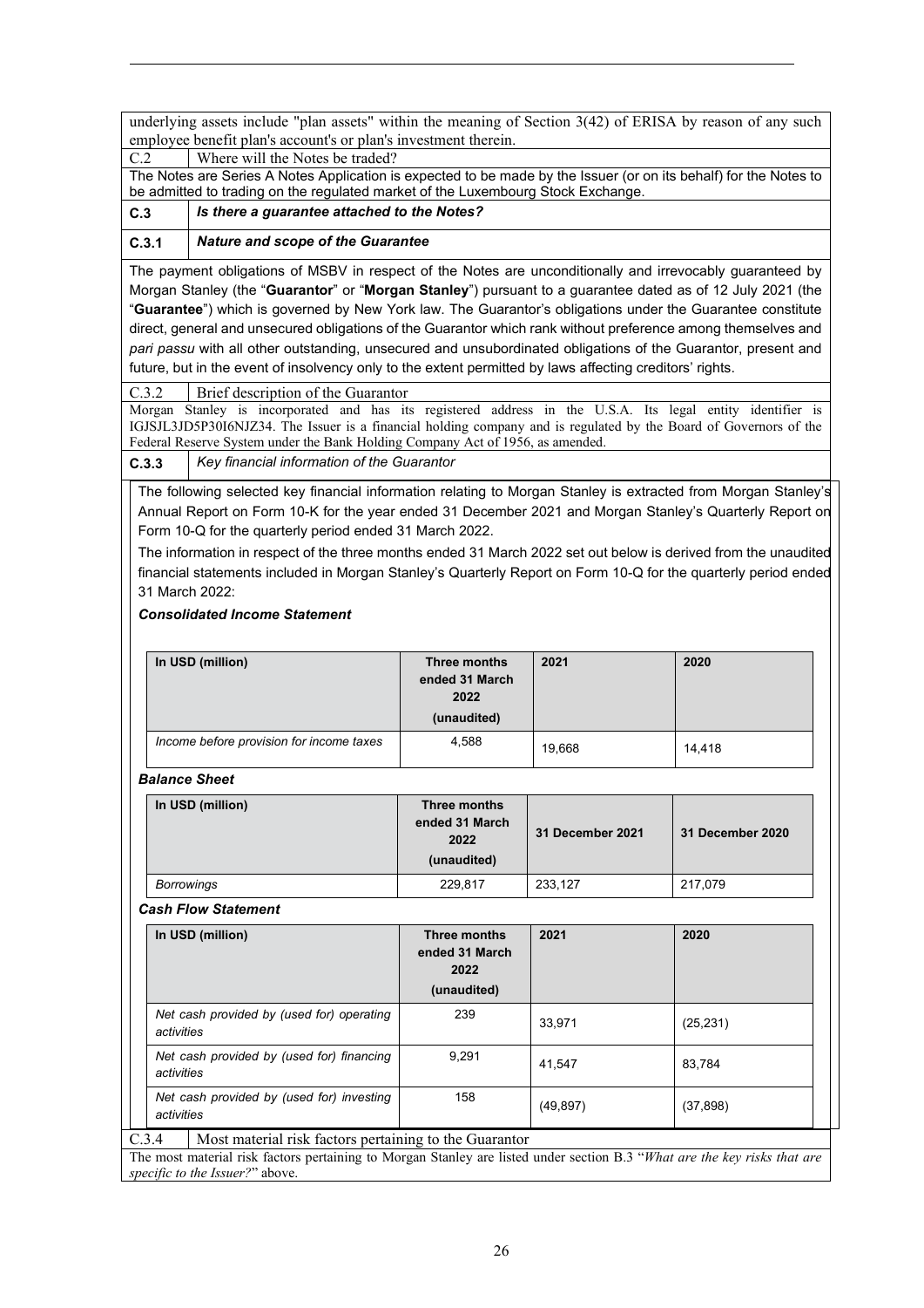underlying assets include "plan assets" within the meaning of Section 3(42) of ERISA by reason of any such employee benefit plan's account's or plan's investment therein.

C.2 Where will the Notes be traded?

The Notes are Series A Notes Application is expected to be made by the Issuer (or on its behalf) for the Notes to be admitted to trading on the regulated market of the Luxembourg Stock Exchange.

**C.3** ***Is there a guarantee attached to the Notes?***

**C.3.1** ***Nature and scope of the Guarantee***

The payment obligations of MSBV in respect of the Notes are unconditionally and irrevocably guaranteed by Morgan Stanley (the "**Guarantor**" or "**Morgan Stanley**") pursuant to a guarantee dated as of 12 July 2021 (the "**Guarantee**") which is governed by New York law. The Guarantor's obligations under the Guarantee constitute direct, general and unsecured obligations of the Guarantor which rank without preference among themselves and *pari passu* with all other outstanding, unsecured and unsubordinated obligations of the Guarantor, present and future, but in the event of insolvency only to the extent permitted by laws affecting creditors' rights.

C.3.2 Brief description of the Guarantor

Morgan Stanley is incorporated and has its registered address in the U.S.A. Its legal entity identifier is IGJSJL3JD5P30I6NJZ34. The Issuer is a financial holding company and is regulated by the Board of Governors of the Federal Reserve System under the Bank Holding Company Act of 1956, as amended.

**C.3.3** *Key financial information of the Guarantor*

The following selected key financial information relating to Morgan Stanley is extracted from Morgan Stanley's Annual Report on Form 10-K for the year ended 31 December 2021 and Morgan Stanley's Quarterly Report on Form 10-Q for the quarterly period ended 31 March 2022.

The information in respect of the three months ended 31 March 2022 set out below is derived from the unaudited financial statements included in Morgan Stanley's Quarterly Report on Form 10-Q for the quarterly period ended 31 March 2022:

***Consolidated Income Statement***

| In USD (million) | Three months ended 31 March 2022 (unaudited) | 2021 | 2020 |
|---|---|---|---|
| *Income before provision for income taxes* | 4,588 | 19,668 | 14,418 |

***Balance Sheet***

| In USD (million) | Three months ended 31 March 2022 (unaudited) | 31 December 2021 | 31 December 2020 |
|---|---|---|---|
| *Borrowings* | 229,817 | 233,127 | 217,079 |

***Cash Flow Statement***

| In USD (million) | Three months ended 31 March 2022 (unaudited) | 2021 | 2020 |
|---|---|---|---|
| *Net cash provided by (used for) operating activities* | 239 | 33,971 | (25,231) |
| *Net cash provided by (used for) financing activities* | 9,291 | 41,547 | 83,784 |
| *Net cash provided by (used for) investing activities* | 158 | (49,897) | (37,898) |

C.3.4 Most material risk factors pertaining to the Guarantor

The most material risk factors pertaining to Morgan Stanley are listed under section B.3 "*What are the key risks that are specific to the Issuer?*" above.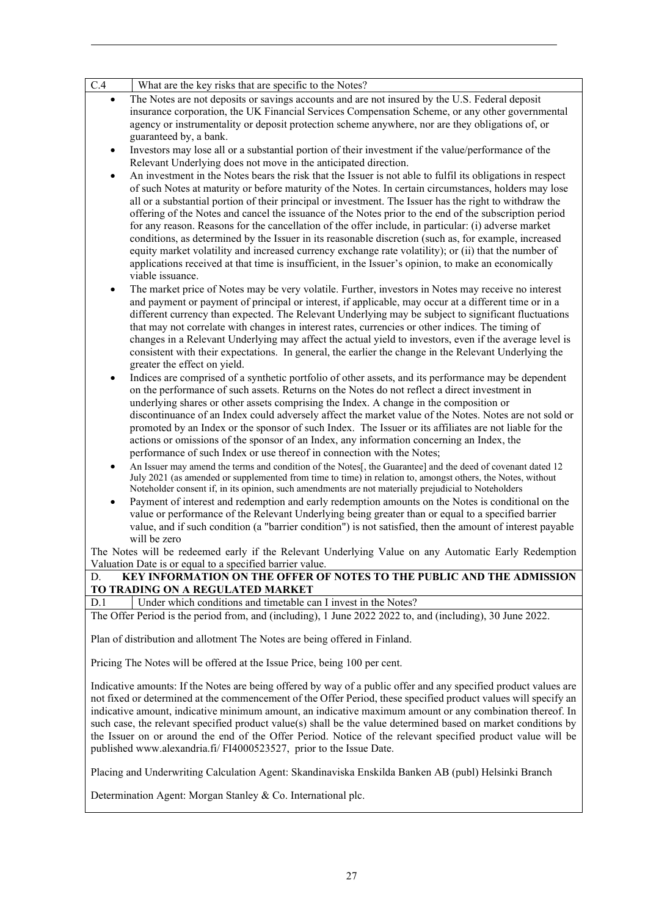| C.4 | What are the key risks that are specific to the Notes? |
|---|---|

- The Notes are not deposits or savings accounts and are not insured by the U.S. Federal deposit insurance corporation, the UK Financial Services Compensation Scheme, or any other governmental agency or instrumentality or deposit protection scheme anywhere, nor are they obligations of, or guaranteed by, a bank.
- Investors may lose all or a substantial portion of their investment if the value/performance of the Relevant Underlying does not move in the anticipated direction.
- An investment in the Notes bears the risk that the Issuer is not able to fulfil its obligations in respect of such Notes at maturity or before maturity of the Notes. In certain circumstances, holders may lose all or a substantial portion of their principal or investment. The Issuer has the right to withdraw the offering of the Notes and cancel the issuance of the Notes prior to the end of the subscription period for any reason. Reasons for the cancellation of the offer include, in particular: (i) adverse market conditions, as determined by the Issuer in its reasonable discretion (such as, for example, increased equity market volatility and increased currency exchange rate volatility); or (ii) that the number of applications received at that time is insufficient, in the Issuer's opinion, to make an economically viable issuance.
- The market price of Notes may be very volatile. Further, investors in Notes may receive no interest and payment or payment of principal or interest, if applicable, may occur at a different time or in a different currency than expected. The Relevant Underlying may be subject to significant fluctuations that may not correlate with changes in interest rates, currencies or other indices. The timing of changes in a Relevant Underlying may affect the actual yield to investors, even if the average level is consistent with their expectations. In general, the earlier the change in the Relevant Underlying the greater the effect on yield.
- Indices are comprised of a synthetic portfolio of other assets, and its performance may be dependent on the performance of such assets. Returns on the Notes do not reflect a direct investment in underlying shares or other assets comprising the Index. A change in the composition or discontinuance of an Index could adversely affect the market value of the Notes. Notes are not sold or promoted by an Index or the sponsor of such Index. The Issuer or its affiliates are not liable for the actions or omissions of the sponsor of an Index, any information concerning an Index, the performance of such Index or use thereof in connection with the Notes;
- An Issuer may amend the terms and condition of the Notes[, the Guarantee] and the deed of covenant dated 12 July 2021 (as amended or supplemented from time to time) in relation to, amongst others, the Notes, without Noteholder consent if, in its opinion, such amendments are not materially prejudicial to Noteholders
- Payment of interest and redemption and early redemption amounts on the Notes is conditional on the value or performance of the Relevant Underlying being greater than or equal to a specified barrier value, and if such condition (a "barrier condition") is not satisfied, then the amount of interest payable will be zero

The Notes will be redeemed early if the Relevant Underlying Value on any Automatic Early Redemption Valuation Date is or equal to a specified barrier value.

## D. KEY INFORMATION ON THE OFFER OF NOTES TO THE PUBLIC AND THE ADMISSION TO TRADING ON A REGULATED MARKET

| D.1 | Under which conditions and timetable can I invest in the Notes? |
|---|---|

The Offer Period is the period from, and (including), 1 June 2022 2022 to, and (including), 30 June 2022.

Plan of distribution and allotment The Notes are being offered in Finland.

Pricing The Notes will be offered at the Issue Price, being 100 per cent.

Indicative amounts: If the Notes are being offered by way of a public offer and any specified product values are not fixed or determined at the commencement of the Offer Period, these specified product values will specify an indicative amount, indicative minimum amount, an indicative maximum amount or any combination thereof. In such case, the relevant specified product value(s) shall be the value determined based on market conditions by the Issuer on or around the end of the Offer Period. Notice of the relevant specified product value will be published www.alexandria.fi/ FI4000523527, prior to the Issue Date.

Placing and Underwriting Calculation Agent: Skandinaviska Enskilda Banken AB (publ) Helsinki Branch

Determination Agent: Morgan Stanley & Co. International plc.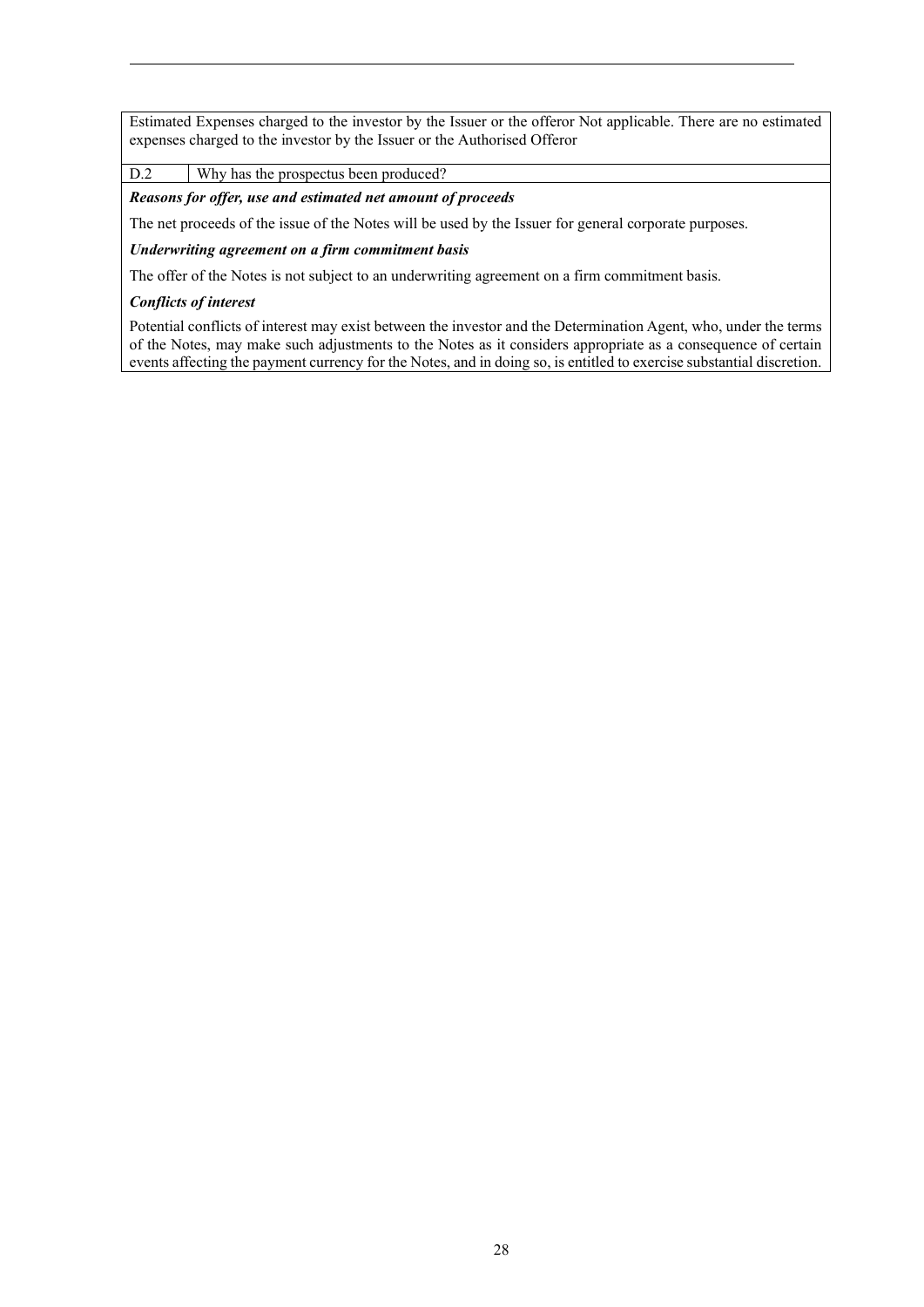Estimated Expenses charged to the investor by the Issuer or the offeror Not applicable. There are no estimated expenses charged to the investor by the Issuer or the Authorised Offeror

| D.2 | Why has the prospectus been produced? |
| --- | --- |

***Reasons for offer, use and estimated net amount of proceeds***

The net proceeds of the issue of the Notes will be used by the Issuer for general corporate purposes.

***Underwriting agreement on a firm commitment basis***

The offer of the Notes is not subject to an underwriting agreement on a firm commitment basis.

***Conflicts of interest***

Potential conflicts of interest may exist between the investor and the Determination Agent, who, under the terms of the Notes, may make such adjustments to the Notes as it considers appropriate as a consequence of certain events affecting the payment currency for the Notes, and in doing so, is entitled to exercise substantial discretion.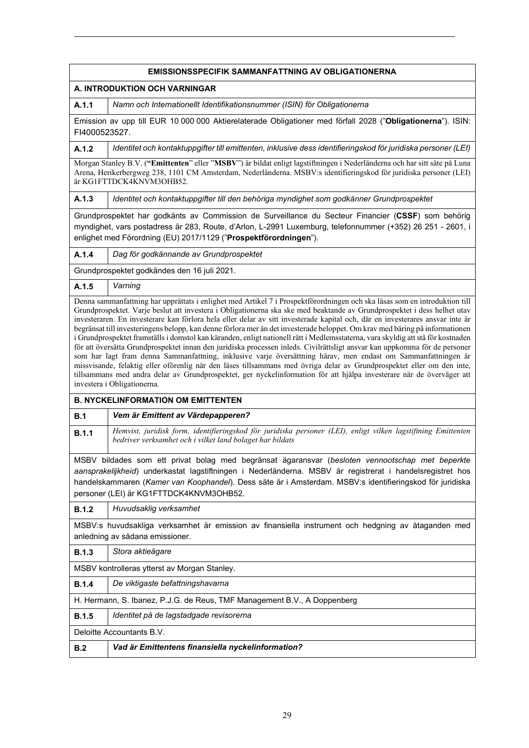| **EMISSIONSSPECIFIK SAMMANFATTNING AV OBLIGATIONERNA** | |
|---|---|
| **A. INTRODUKTION OCH VARNINGAR** | |
| **A.1.1** | *Namn och Internationellt Identifikationsnummer (ISIN) för Obligationerna* |
| Emission av upp till EUR 10 000 000 Aktierelaterade Obligationer med förfall 2028 ("**Obligationerna**"). ISIN: FI4000523527. | |
| **A.1.2** | *Identitet och kontaktuppgifter till emittenten, inklusive dess identifieringskod för juridiska personer (LEI)* |
| Morgan Stanley B.V. (**"Emittenten**" eller "**MSBV**") är bildat enligt lagstiftningen i Nederländerna och har sitt säte på Luna Arena, Herikerbergweg 238, 1101 CM Amsterdam, Nederländerna. MSBV:s identifieringskod för juridiska personer (LEI) är KG1FTTDCK4KNVM3OHB52. | |
| **A.1.3** | *Identitet och kontaktuppgifter till den behöriga myndighet som godkänner Grundprospektet* |
| Grundprospektet har godkänts av Commission de Surveillance du Secteur Financier (**CSSF**) som behörig myndighet, vars postadress är 283, Route, d'Arlon, L-2991 Luxemburg, telefonnummer (+352) 26 251 - 2601, i enlighet med Förordning (EU) 2017/1129 ("**Prospektförordningen**"). | |
| **A.1.4** | *Dag för godkännande av Grundprospektet* |
| Grundprospektet godkändes den 16 juli 2021. | |
| **A.1.5** | *Varning* |
| Denna sammanfattning har upprättats i enlighet med Artikel 7 i Prospektförordningen och ska läsas som en introduktion till Grundprospektet. Varje beslut att investera i Obligationerna ska ske med beaktande av Grundprospektet i dess helhet utav investeraren. En investerare kan förlora hela eller delar av sitt investerade kapital och, där en investerares ansvar inte är begränsat till investeringens belopp, kan denne förlora mer än det investerade beloppet. Om krav med bäring på informationen i Grundprospektet framställs i domstol kan käranden, enligt nationell rätt i Medlemsstaterna, vara skyldig att stå för kostnaden för att översätta Grundprospektet innan den juridiska processen inleds. Civilrättsligt ansvar kan uppkomma för de personer som har lagt fram denna Sammanfattning, inklusive varje översättning härav, men endast om Sammanfattningen är missvisande, felaktig eller oförenlig när den läses tillsammans med övriga delar av Grundprospektet eller om den inte, tillsammans med andra delar av Grundprospektet, ger nyckelinformation för att hjälpa investerare när de överväger att investera i Obligationerna. | |
| **B. NYCKELINFORMATION OM EMITTENTEN** | |
| **B.1** | ***Vem är Emittent av Värdepapperen?*** |
| **B.1.1** | *Hemvist, juridisk form, identifieringskod för juridiska personer (LEI), enligt vilken lagstiftning Emittenten bedriver verksamhet och i vilket land bolaget har bildats* |
| MSBV bildades som ett privat bolag med begränsat ägaransvar (*besloten vennootschap met beperkte aansprakelijkheid*) underkastat lagstiftningen i Nederländerna. MSBV är registrerat i handelsregistret hos handelskammaren (*Kamer van Koophandel*). Dess säte är i Amsterdam. MSBV:s identifieringskod för juridiska personer (LEI) är KG1FTTDCK4KNVM3OHB52. | |
| **B.1.2** | *Huvudsaklig verksamhet* |
| MSBV:s huvudsakliga verksamhet är emission av finansiella instrument och hedgning av åtaganden med anledning av sådana emissioner. | |
| **B.1.3** | *Stora aktieägare* |
| MSBV kontrolleras ytterst av Morgan Stanley. | |
| **B.1.4** | *De viktigaste befattningshavarna* |
| H. Hermann, S. Ibanez, P.J.G. de Reus, TMF Management B.V., A Doppenberg | |
| **B.1.5** | *Identitet på de lagstadgade revisorerna* |
| Deloitte Accountants B.V. | |
| **B.2** | ***Vad är Emittentens finansiella nyckelinformation?*** |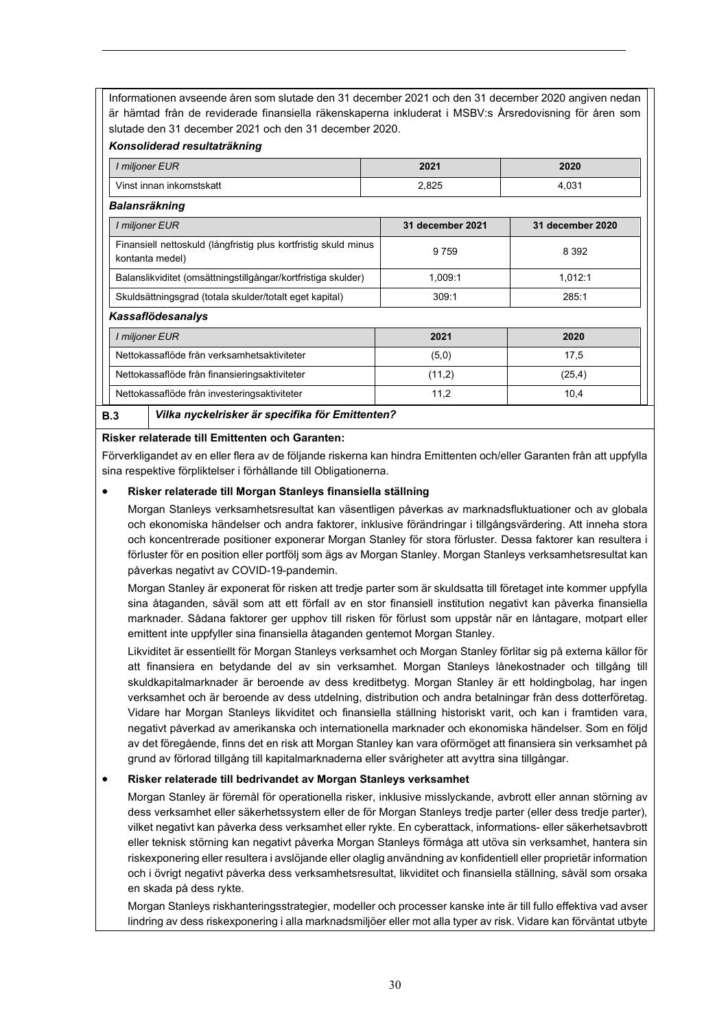Informationen avseende åren som slutade den 31 december 2021 och den 31 december 2020 angiven nedan är hämtad från de reviderade finansiella räkenskaperna inkluderat i MSBV:s Årsredovisning för åren som slutade den 31 december 2021 och den 31 december 2020.

***Konsoliderad resultaträkning***

| *I miljoner EUR* | 2021 | 2020 |
|---|---|---|
| Vinst innan inkomstskatt | 2,825 | 4,031 |

***Balansräkning***

| *I miljoner EUR* | 31 december 2021 | 31 december 2020 |
|---|---|---|
| Finansiell nettoskuld (långfristig plus kortfristig skuld minus kontanta medel) | 9 759 | 8 392 |
| Balanslikviditet (omsättningstillgångar/kortfristiga skulder) | 1,009:1 | 1,012:1 |
| Skuldsättningsgrad (totala skulder/totalt eget kapital) | 309:1 | 285:1 |

***Kassaflödesanalys***

| *I miljoner EUR* | 2021 | 2020 |
|---|---|---|
| Nettokassaflöde från verksamhetsaktiviteter | (5,0) | 17,5 |
| Nettokassaflöde från finansieringsaktiviteter | (11,2) | (25,4) |
| Nettokassaflöde från investeringsaktiviteter | 11,2 | 10,4 |

**B.3** ***Vilka nyckelrisker är specifika för Emittenten?***

**Risker relaterade till Emittenten och Garanten:**

Förverkligandet av en eller flera av de följande riskerna kan hindra Emittenten och/eller Garanten från att uppfylla sina respektive förpliktelser i förhållande till Obligationerna.

- **Risker relaterade till Morgan Stanleys finansiella ställning**

  Morgan Stanleys verksamhetsresultat kan väsentligen påverkas av marknadsfluktuationer och av globala och ekonomiska händelser och andra faktorer, inklusive förändringar i tillgångsvärdering. Att inneha stora och koncentrerade positioner exponerar Morgan Stanley för stora förluster. Dessa faktorer kan resultera i förluster för en position eller portfölj som ägs av Morgan Stanley. Morgan Stanleys verksamhetsresultat kan påverkas negativt av COVID-19-pandemin.

  Morgan Stanley är exponerat för risken att tredje parter som är skuldsatta till företaget inte kommer uppfylla sina åtaganden, såväl som att ett förfall av en stor finansiell institution negativt kan påverka finansiella marknader. Sådana faktorer ger upphov till risken för förlust som uppstår när en låntagare, motpart eller emittent inte uppfyller sina finansiella åtaganden gentemot Morgan Stanley.

  Likviditet är essentiellt för Morgan Stanleys verksamhet och Morgan Stanley förlitar sig på externa källor för att finansiera en betydande del av sin verksamhet. Morgan Stanleys lånekostnader och tillgång till skuldkapitalmarknader är beroende av dess kreditbetyg. Morgan Stanley är ett holdingbolag, har ingen verksamhet och är beroende av dess utdelning, distribution och andra betalningar från dess dotterföretag. Vidare har Morgan Stanleys likviditet och finansiella ställning historiskt varit, och kan i framtiden vara, negativt påverkad av amerikanska och internationella marknader och ekonomiska händelser. Som en följd av det föregående, finns det en risk att Morgan Stanley kan vara oförmöget att finansiera sin verksamhet på grund av förlorad tillgång till kapitalmarknaderna eller svårigheter att avyttra sina tillgångar.

- **Risker relaterade till bedrivandet av Morgan Stanleys verksamhet**

  Morgan Stanley är föremål för operationella risker, inklusive misslyckande, avbrott eller annan störning av dess verksamhet eller säkerhetssystem eller de för Morgan Stanleys tredje parter (eller dess tredje parter), vilket negativt kan påverka dess verksamhet eller rykte. En cyberattack, informations- eller säkerhetsavbrott eller teknisk störning kan negativt påverka Morgan Stanleys förmåga att utöva sin verksamhet, hantera sin riskexponering eller resultera i avslöjande eller olaglig användning av konfidentiell eller proprietär information och i övrigt negativt påverka dess verksamhetsresultat, likviditet och finansiella ställning, såväl som orsaka en skada på dess rykte.

  Morgan Stanleys riskhanteringsstrategier, modeller och processer kanske inte är till fullo effektiva vad avser lindring av dess riskexponering i alla marknadsmiljöer eller mot alla typer av risk. Vidare kan förväntat utbyte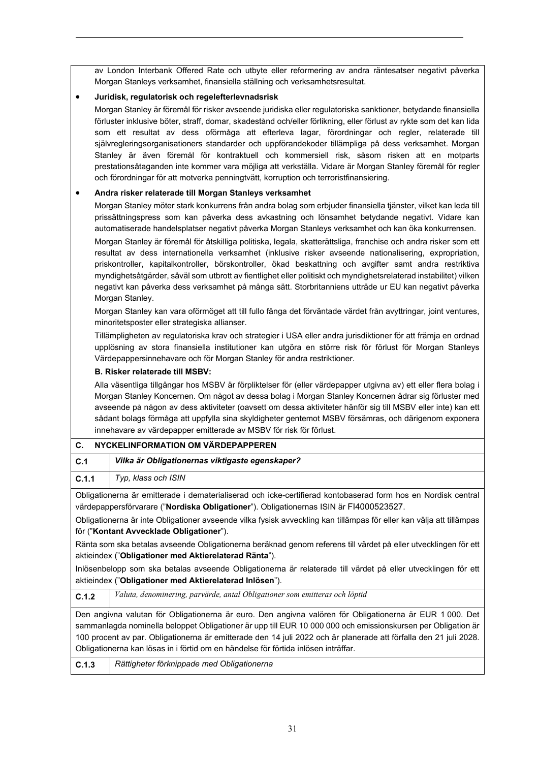av London Interbank Offered Rate och utbyte eller reformering av andra räntesatser negativt påverka Morgan Stanleys verksamhet, finansiella ställning och verksamhetsresultat.

- **Juridisk, regulatorisk och regelefterlevnadsrisk**

  Morgan Stanley är föremål för risker avseende juridiska eller regulatoriska sanktioner, betydande finansiella förluster inklusive böter, straff, domar, skadestånd och/eller förlikning, eller förlust av rykte som det kan lida som ett resultat av dess oförmåga att efterleva lagar, förordningar och regler, relaterade till självregleringsorganisationers standarder och uppförandekoder tillämpliga på dess verksamhet. Morgan Stanley är även föremål för kontraktuell och kommersiell risk, såsom risken att en motparts prestationsåtaganden inte kommer vara möjliga att verkställa. Vidare är Morgan Stanley föremål för regler och förordningar för att motverka penningtvätt, korruption och terroristfinansiering.

- **Andra risker relaterade till Morgan Stanleys verksamhet**

  Morgan Stanley möter stark konkurrens från andra bolag som erbjuder finansiella tjänster, vilket kan leda till prissättningspress som kan påverka dess avkastning och lönsamhet betydande negativt. Vidare kan automatiserade handelsplatser negativt påverka Morgan Stanleys verksamhet och kan öka konkurrensen.

  Morgan Stanley är föremål för åtskilliga politiska, legala, skatterättsliga, franchise och andra risker som ett resultat av dess internationella verksamhet (inklusive risker avseende nationalisering, expropriation, priskontroller, kapitalkontroller, börskontroller, ökad beskattning och avgifter samt andra restriktiva myndighetsåtgärder, såväl som utbrott av fientlighet eller politiskt och myndighetsrelaterad instabilitet) vilken negativt kan påverka dess verksamhet på många sätt. Storbritanniens utträde ur EU kan negativt påverka Morgan Stanley.

  Morgan Stanley kan vara oförmöget att till fullo fånga det förväntade värdet från avyttringar, joint ventures, minoritetsposter eller strategiska allianser.

  Tillämpligheten av regulatoriska krav och strategier i USA eller andra jurisdiktioner för att främja en ordnad upplösning av stora finansiella institutioner kan utgöra en större risk för förlust för Morgan Stanleys Värdepappersinnehavare och för Morgan Stanley för andra restriktioner.

  **B. Risker relaterade till MSBV:**

  Alla väsentliga tillgångar hos MSBV är förpliktelser för (eller värdepapper utgivna av) ett eller flera bolag i Morgan Stanley Koncernen. Om något av dessa bolag i Morgan Stanley Koncernen ådrar sig förluster med avseende på någon av dess aktiviteter (oavsett om dessa aktiviteter hänför sig till MSBV eller inte) kan ett sådant bolags förmåga att uppfylla sina skyldigheter gentemot MSBV försämras, och därigenom exponera innehavare av värdepapper emitterade av MSBV för risk för förlust.

## C. NYCKELINFORMATION OM VÄRDEPAPPEREN

| **C.1** | ***Vilka är Obligationernas viktigaste egenskaper?*** |
|---|---|
| **C.1.1** | *Typ, klass och ISIN* |

Obligationerna är emitterade i dematerialiserad och icke-certifierad kontobaserad form hos en Nordisk central värdepappersförvarare ("**Nordiska Obligationer**"). Obligationernas ISIN är FI4000523527.

Obligationerna är inte Obligationer avseende vilka fysisk avveckling kan tillämpas för eller kan välja att tillämpas för ("**Kontant Avvecklade Obligationer**").

Ränta som ska betalas avseende Obligationerna beräknad genom referens till värdet på eller utvecklingen för ett aktieindex ("**Obligationer med Aktierelaterad Ränta**").

Inlösenbelopp som ska betalas avseende Obligationerna är relaterade till värdet på eller utvecklingen för ett aktieindex ("**Obligationer med Aktierelaterad Inlösen**").

| **C.1.2** | *Valuta, denominering, parvärde, antal Obligationer som emitteras och löptid* |
|---|---|

Den angivna valutan för Obligationerna är euro. Den angivna valören för Obligationerna är EUR 1 000. Det sammanlagda nominella beloppet Obligationer är upp till EUR 10 000 000 och emissionskursen per Obligation är 100 procent av par. Obligationerna är emitterade den 14 juli 2022 och är planerade att förfalla den 21 juli 2028. Obligationerna kan lösas in i förtid om en händelse för förtida inlösen inträffar.

| **C.1.3** | *Rättigheter förknippade med Obligationerna* |
|---|---|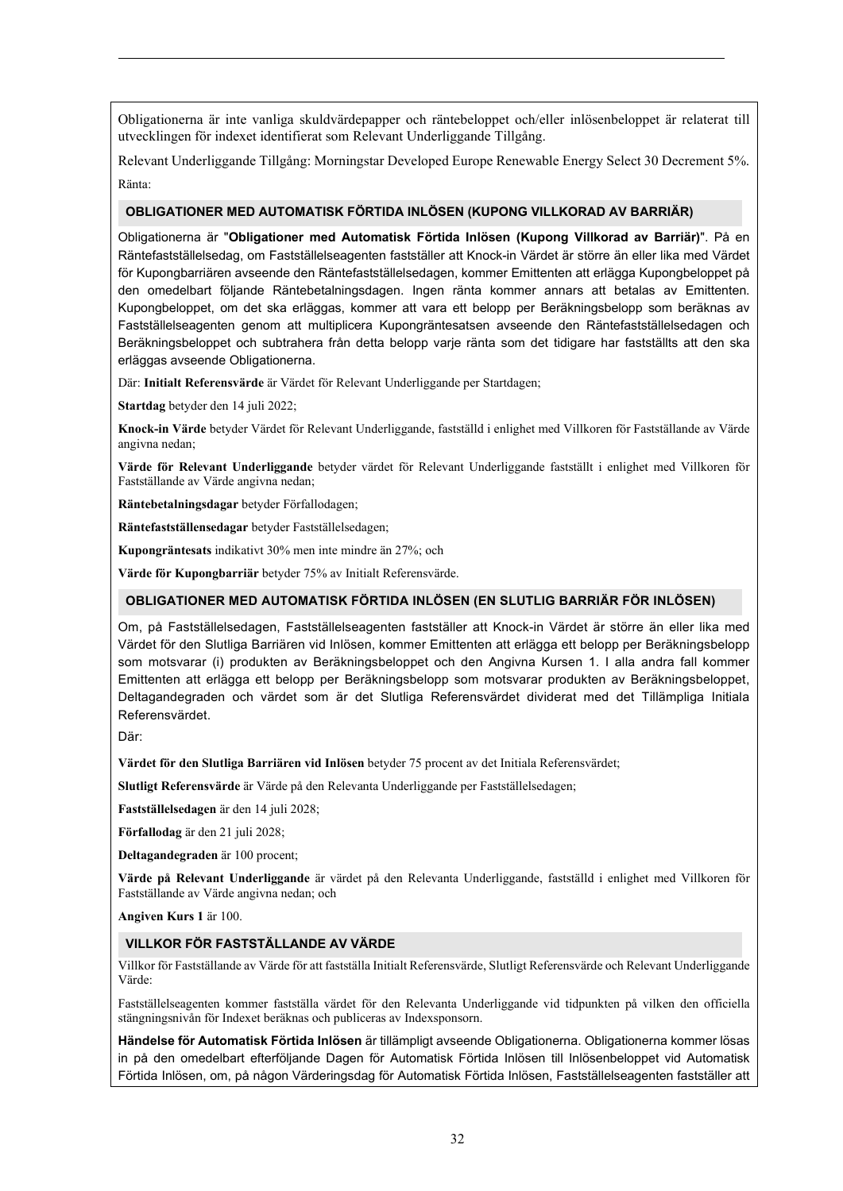Obligationerna är inte vanliga skuldvärdepapper och räntebeloppet och/eller inlösenbeloppet är relaterat till utvecklingen för indexet identifierat som Relevant Underliggande Tillgång.

Relevant Underliggande Tillgång: Morningstar Developed Europe Renewable Energy Select 30 Decrement 5%.

Ränta:

### OBLIGATIONER MED AUTOMATISK FÖRTIDA INLÖSEN (KUPONG VILLKORAD AV BARRIÄR)

Obligationerna är "**Obligationer med Automatisk Förtida Inlösen (Kupong Villkorad av Barriär)**". På en Räntefastställelsedag, om Fastställelseagenten fastställer att Knock-in Värdet är större än eller lika med Värdet för Kupongbarriären avseende den Räntefastställelsedagen, kommer Emittenten att erlägga Kupongbeloppet på den omedelbart följande Räntebetalningsdagen. Ingen ränta kommer annars att betalas av Emittenten. Kupongbeloppet, om det ska erläggas, kommer att vara ett belopp per Beräkningsbelopp som beräknas av Fastställelseagenten genom att multiplicera Kupongräntesatsen avseende den Räntefastställelsedagen och Beräkningsbeloppet och subtrahera från detta belopp varje ränta som det tidigare har fastställts att den ska erläggas avseende Obligationerna.

Där: **Initialt Referensvärde** är Värdet för Relevant Underliggande per Startdagen;

**Startdag** betyder den 14 juli 2022;

**Knock-in Värde** betyder Värdet för Relevant Underliggande, fastställd i enlighet med Villkoren för Fastställande av Värde angivna nedan;

**Värde för Relevant Underliggande** betyder värdet för Relevant Underliggande fastställt i enlighet med Villkoren för Fastställande av Värde angivna nedan;

**Räntebetalningsdagar** betyder Förfallodagen;

**Räntefastställensedagar** betyder Fastställelsedagen;

**Kupongräntesats** indikativt 30% men inte mindre än 27%; och

**Värde för Kupongbarriär** betyder 75% av Initialt Referensvärde.

### OBLIGATIONER MED AUTOMATISK FÖRTIDA INLÖSEN (EN SLUTLIG BARRIÄR FÖR INLÖSEN)

Om, på Fastställelsedagen, Fastställelseagenten fastställer att Knock-in Värdet är större än eller lika med Värdet för den Slutliga Barriären vid Inlösen, kommer Emittenten att erlägga ett belopp per Beräkningsbelopp som motsvarar (i) produkten av Beräkningsbeloppet och den Angivna Kursen 1. I alla andra fall kommer Emittenten att erlägga ett belopp per Beräkningsbelopp som motsvarar produkten av Beräkningsbeloppet, Deltagandegraden och värdet som är det Slutliga Referensvärdet dividerat med det Tillämpliga Initiala Referensvärdet.

Där:

**Värdet för den Slutliga Barriären vid Inlösen** betyder 75 procent av det Initiala Referensvärdet;

**Slutligt Referensvärde** är Värde på den Relevanta Underliggande per Fastställelsedagen;

**Fastställelsedagen** är den 14 juli 2028;

**Förfallodag** är den 21 juli 2028;

**Deltagandegraden** är 100 procent;

**Värde på Relevant Underliggande** är värdet på den Relevanta Underliggande, fastställd i enlighet med Villkoren för Fastställande av Värde angivna nedan; och

**Angiven Kurs 1** är 100.

### VILLKOR FÖR FASTSTÄLLANDE AV VÄRDE

Villkor för Fastställande av Värde för att fastställa Initialt Referensvärde, Slutligt Referensvärde och Relevant Underliggande Värde:

Fastställelseagenten kommer fastställa värdet för den Relevanta Underliggande vid tidpunkten på vilken den officiella stängningsnivån för Indexet beräknas och publiceras av Indexsponsorn.

**Händelse för Automatisk Förtida Inlösen** är tillämpligt avseende Obligationerna. Obligationerna kommer lösas in på den omedelbart efterföljande Dagen för Automatisk Förtida Inlösen till Inlösenbeloppet vid Automatisk Förtida Inlösen, om, på någon Värderingsdag för Automatisk Förtida Inlösen, Fastställelseagenten fastställer att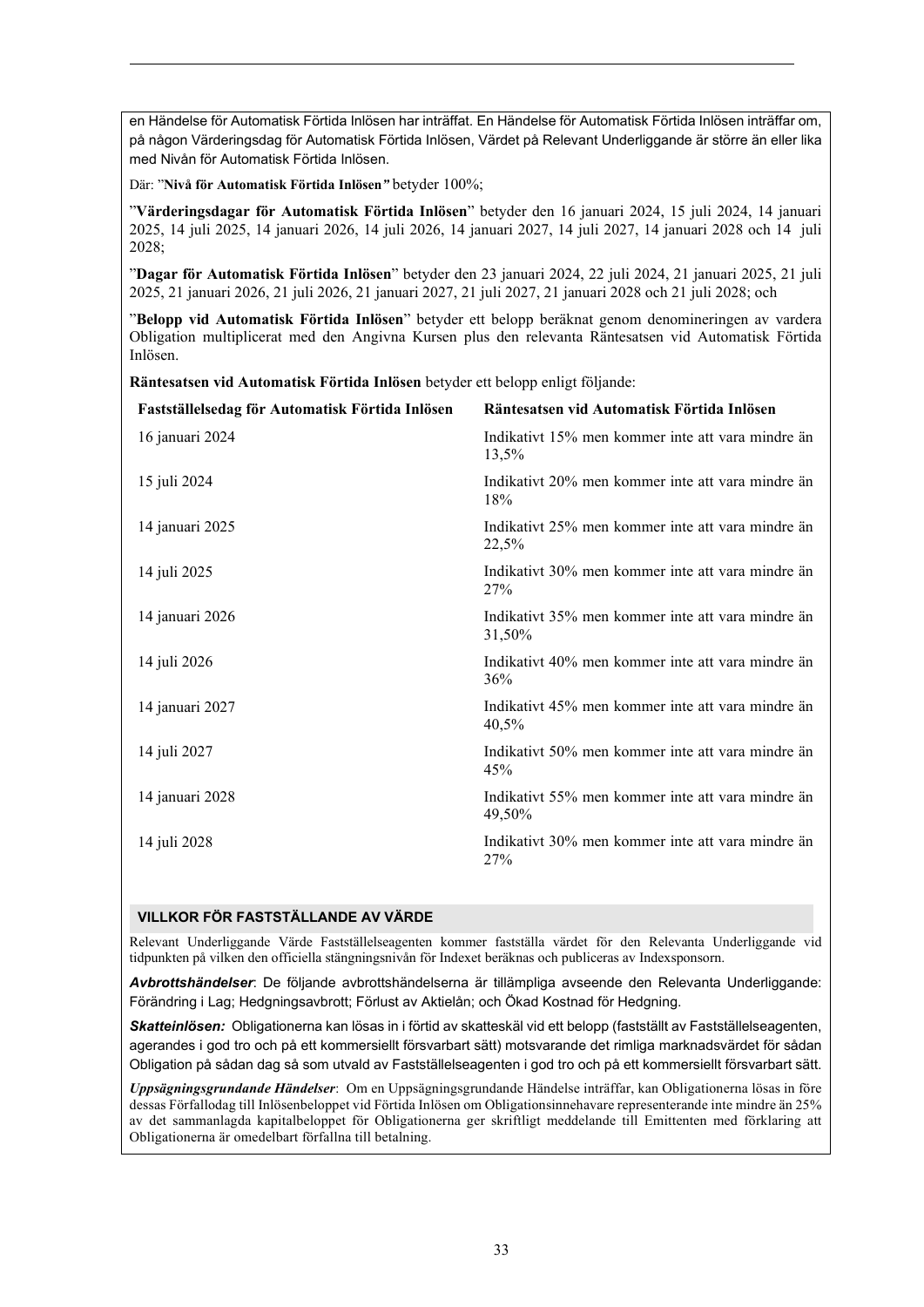en Händelse för Automatisk Förtida Inlösen har inträffat. En Händelse för Automatisk Förtida Inlösen inträffar om, på någon Värderingsdag för Automatisk Förtida Inlösen, Värdet på Relevant Underliggande är större än eller lika med Nivån för Automatisk Förtida Inlösen.

Där: "**Nivå för Automatisk Förtida Inlösen**" betyder 100%;

"**Värderingsdagar för Automatisk Förtida Inlösen**" betyder den 16 januari 2024, 15 juli 2024, 14 januari 2025, 14 juli 2025, 14 januari 2026, 14 juli 2026, 14 januari 2027, 14 juli 2027, 14 januari 2028 och 14 juli 2028;

"**Dagar för Automatisk Förtida Inlösen**" betyder den 23 januari 2024, 22 juli 2024, 21 januari 2025, 21 juli 2025, 21 januari 2026, 21 juli 2026, 21 januari 2027, 21 juli 2027, 21 januari 2028 och 21 juli 2028; och

"**Belopp vid Automatisk Förtida Inlösen**" betyder ett belopp beräknat genom denomineringen av vardera Obligation multiplicerat med den Angivna Kursen plus den relevanta Räntesatsen vid Automatisk Förtida Inlösen.

**Räntesatsen vid Automatisk Förtida Inlösen** betyder ett belopp enligt följande:

| Fastställelsedag för Automatisk Förtida Inlösen | Räntesatsen vid Automatisk Förtida Inlösen |
|---|---|
| 16 januari 2024 | Indikativt 15% men kommer inte att vara mindre än 13,5% |
| 15 juli 2024 | Indikativt 20% men kommer inte att vara mindre än 18% |
| 14 januari 2025 | Indikativt 25% men kommer inte att vara mindre än 22,5% |
| 14 juli 2025 | Indikativt 30% men kommer inte att vara mindre än 27% |
| 14 januari 2026 | Indikativt 35% men kommer inte att vara mindre än 31,50% |
| 14 juli 2026 | Indikativt 40% men kommer inte att vara mindre än 36% |
| 14 januari 2027 | Indikativt 45% men kommer inte att vara mindre än 40,5% |
| 14 juli 2027 | Indikativt 50% men kommer inte att vara mindre än 45% |
| 14 januari 2028 | Indikativt 55% men kommer inte att vara mindre än 49,50% |
| 14 juli 2028 | Indikativt 30% men kommer inte att vara mindre än 27% |

**VILLKOR FÖR FASTSTÄLLANDE AV VÄRDE**

Relevant Underliggande Värde Fastställelseagenten kommer fastställa värdet för den Relevanta Underliggande vid tidpunkten på vilken den officiella stängningsnivån för Indexet beräknas och publiceras av Indexsponsorn.

***Avbrottshändelser***: De följande avbrottshändelserna är tillämpliga avseende den Relevanta Underliggande: Förändring i Lag; Hedgningsavbrott; Förlust av Aktielån; och Ökad Kostnad för Hedgning.

***Skatteinlösen:*** Obligationerna kan lösas in i förtid av skatteskäl vid ett belopp (fastställt av Fastställelseagenten, agerandes i god tro och på ett kommersiellt försvarbart sätt) motsvarande det rimliga marknadsvärdet för sådan Obligation på sådan dag så som utvald av Fastställelseagenten i god tro och på ett kommersiellt försvarbart sätt.

***Uppsägningsgrundande Händelser***: Om en Uppsägningsgrundande Händelse inträffar, kan Obligationerna lösas in före dessas Förfallodag till Inlösenbeloppet vid Förtida Inlösen om Obligationsinnehavare representerande inte mindre än 25% av det sammanlagda kapitalbeloppet för Obligationerna ger skriftligt meddelande till Emittenten med förklaring att Obligationerna är omedelbart förfallna till betalning.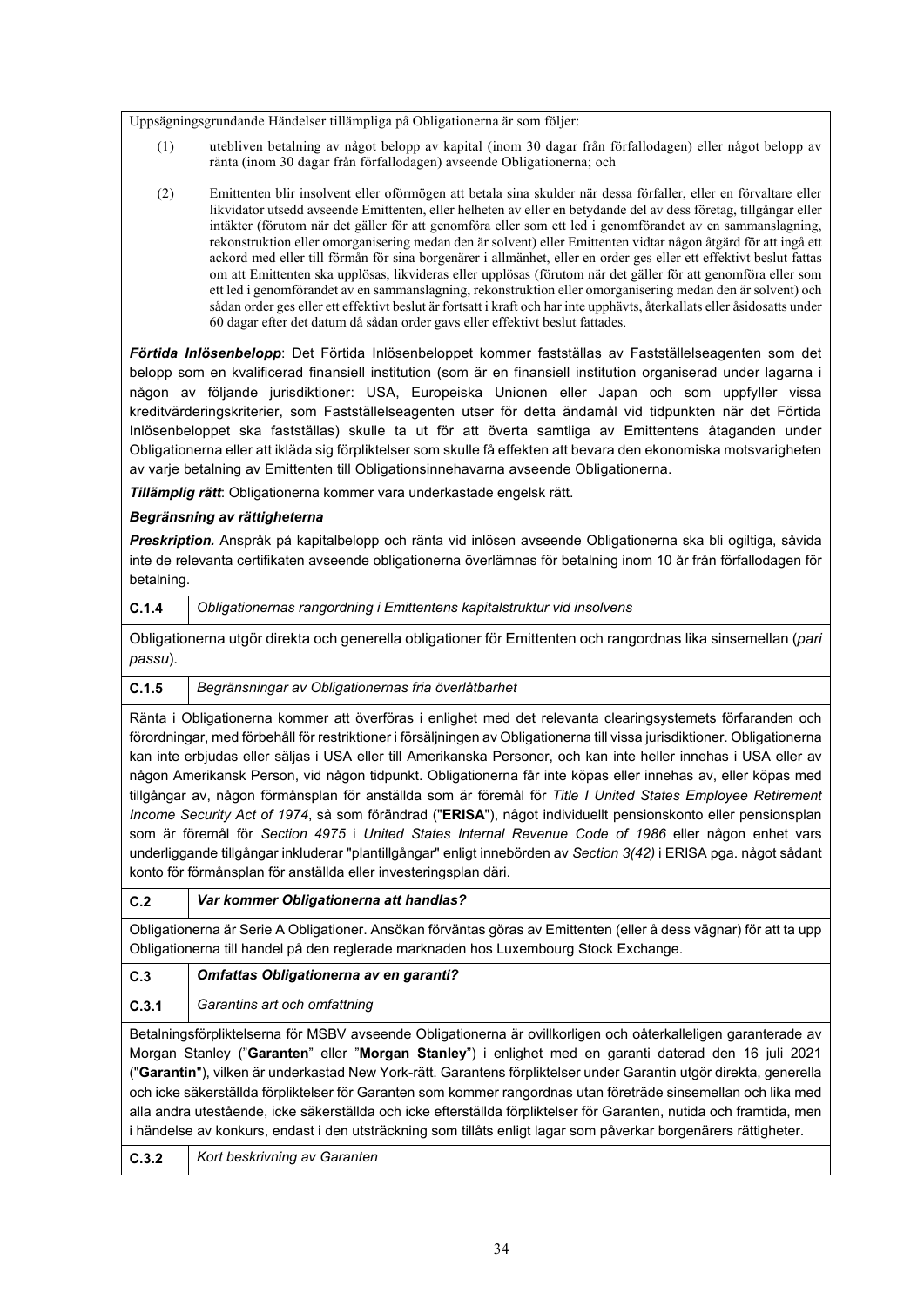Uppsägningsgrundande Händelser tillämpliga på Obligationerna är som följer:

(1) utebliven betalning av något belopp av kapital (inom 30 dagar från förfallodagen) eller något belopp av ränta (inom 30 dagar från förfallodagen) avseende Obligationerna; och

(2) Emittenten blir insolvent eller oförmögen att betala sina skulder när dessa förfaller, eller en förvaltare eller likvidator utsedd avseende Emittenten, eller helheten av eller en betydande del av dess företag, tillgångar eller intäkter (förutom när det gäller för att genomföra eller som ett led i genomförandet av en sammanslagning, rekonstruktion eller omorganisering medan den är solvent) eller Emittenten vidtar någon åtgärd för att ingå ett ackord med eller till förmån för sina borgenärer i allmänhet, eller en order ges eller ett effektivt beslut fattas om att Emittenten ska upplösas, likvideras eller upplösas (förutom när det gäller för att genomföra eller som ett led i genomförandet av en sammanslagning, rekonstruktion eller omorganisering medan den är solvent) och sådan order ges eller ett effektivt beslut är fortsatt i kraft och har inte upphävts, återkallats eller åsidosatts under 60 dagar efter det datum då sådan order gavs eller effektivt beslut fattades.

***Förtida Inlösenbelopp***: Det Förtida Inlösenbeloppet kommer fastställas av Fastställelseagenten som det belopp som en kvalificerad finansiell institution (som är en finansiell institution organiserad under lagarna i någon av följande jurisdiktioner: USA, Europeiska Unionen eller Japan och som uppfyller vissa kreditvärderingskriterier, som Fastställelseagenten utser för detta ändamål vid tidpunkten när det Förtida Inlösenbeloppet ska fastställas) skulle ta ut för att överta samtliga av Emittentens åtaganden under Obligationerna eller att ikläda sig förpliktelser som skulle få effekten att bevara den ekonomiska motsvarigheten av varje betalning av Emittenten till Obligationsinnehavarna avseende Obligationerna.

***Tillämplig rätt***: Obligationerna kommer vara underkastade engelsk rätt.

***Begränsning av rättigheterna***

***Preskription.*** Anspråk på kapitalbelopp och ränta vid inlösen avseende Obligationerna ska bli ogiltiga, såvida inte de relevanta certifikaten avseende obligationerna överlämnas för betalning inom 10 år från förfallodagen för betalning.

| **C.1.4** | *Obligationernas rangordning i Emittentens kapitalstruktur vid insolvens* |
|---|---|

Obligationerna utgör direkta och generella obligationer för Emittenten och rangordnas lika sinsemellan (*pari passu*).

| **C.1.5** | *Begränsningar av Obligationernas fria överlåtbarhet* |
|---|---|

Ränta i Obligationerna kommer att överföras i enlighet med det relevanta clearingsystemets förfaranden och förordningar, med förbehåll för restriktioner i försäljningen av Obligationerna till vissa jurisdiktioner. Obligationerna kan inte erbjudas eller säljas i USA eller till Amerikanska Personer, och kan inte heller innehas i USA eller av någon Amerikansk Person, vid någon tidpunkt. Obligationerna får inte köpas eller innehas av, eller köpas med tillgångar av, någon förmånsplan för anställda som är föremål för *Title I United States Employee Retirement Income Security Act of 1974*, så som förändrad ("**ERISA**"), något individuellt pensionskonto eller pensionsplan som är föremål för *Section 4975* i *United States Internal Revenue Code of 1986* eller någon enhet vars underliggande tillgångar inkluderar "plantillgångar" enligt innebörden av *Section 3(42)* i ERISA pga. något sådant konto för förmånsplan för anställda eller investeringsplan däri.

| **C.2** | ***Var kommer Obligationerna att handlas?*** |
|---|---|

Obligationerna är Serie A Obligationer. Ansökan förväntas göras av Emittenten (eller å dess vägnar) för att ta upp Obligationerna till handel på den reglerade marknaden hos Luxembourg Stock Exchange.

| **C.3** | ***Omfattas Obligationerna av en garanti?*** |
|---|---|
| **C.3.1** | *Garantins art och omfattning* |

Betalningsförpliktelserna för MSBV avseende Obligationerna är ovillkorligen och oåterkalleligen garanterade av Morgan Stanley ("**Garanten**" eller "**Morgan Stanley**") i enlighet med en garanti daterad den 16 juli 2021 ("**Garantin**"), vilken är underkastad New York-rätt. Garantens förpliktelser under Garantin utgör direkta, generella och icke säkerställda förpliktelser för Garanten som kommer rangordnas utan företräde sinsemellan och lika med alla andra utestående, icke säkerställda och icke efterställda förpliktelser för Garanten, nutida och framtida, men i händelse av konkurs, endast i den utsträckning som tillåts enligt lagar som påverkar borgenärers rättigheter.

| **C.3.2** | *Kort beskrivning av Garanten* |
|---|---|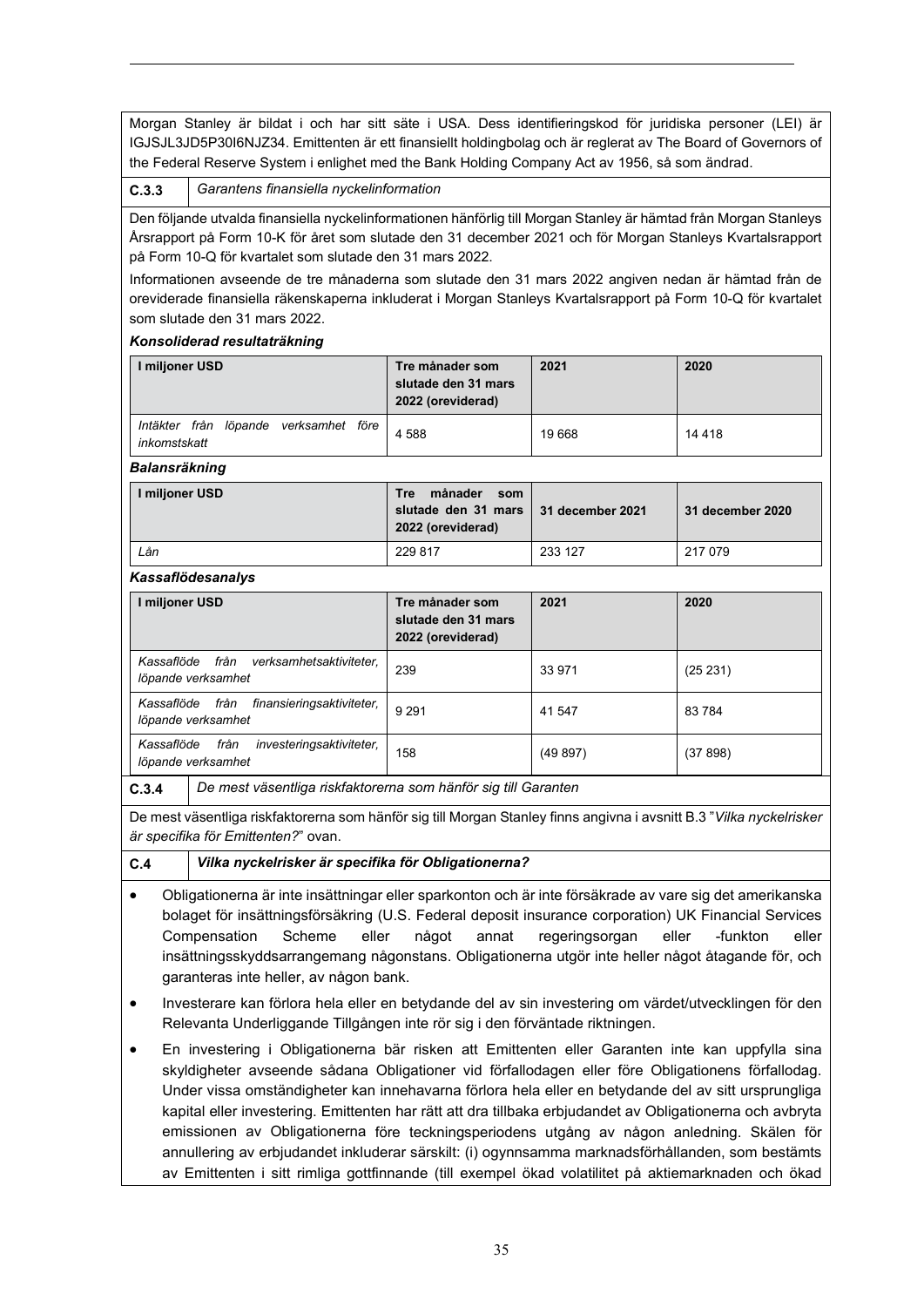Morgan Stanley är bildat i och har sitt säte i USA. Dess identifieringskod för juridiska personer (LEI) är IGJSJL3JD5P30I6NJZ34. Emittenten är ett finansiellt holdingbolag och är reglerat av The Board of Governors of the Federal Reserve System i enlighet med the Bank Holding Company Act av 1956, så som ändrad.

**C.3.3** *Garantens finansiella nyckelinformation*

Den följande utvalda finansiella nyckelinformationen hänförlig till Morgan Stanley är hämtad från Morgan Stanleys Årsrapport på Form 10-K för året som slutade den 31 december 2021 och för Morgan Stanleys Kvartalsrapport på Form 10-Q för kvartalet som slutade den 31 mars 2022.

Informationen avseende de tre månaderna som slutade den 31 mars 2022 angiven nedan är hämtad från de oreviderade finansiella räkenskaperna inkluderat i Morgan Stanleys Kvartalsrapport på Form 10-Q för kvartalet som slutade den 31 mars 2022.

***Konsoliderad resultaträkning***

| I miljoner USD | Tre månader som slutade den 31 mars 2022 (oreviderad) | 2021 | 2020 |
|---|---|---|---|
| *Intäkter från löpande verksamhet före inkomstskatt* | 4 588 | 19 668 | 14 418 |

***Balansräkning***

| I miljoner USD | Tre månader som slutade den 31 mars 2022 (oreviderad) | 31 december 2021 | 31 december 2020 |
|---|---|---|---|
| *Lån* | 229 817 | 233 127 | 217 079 |

***Kassaflödesanalys***

| I miljoner USD | Tre månader som slutade den 31 mars 2022 (oreviderad) | 2021 | 2020 |
|---|---|---|---|
| *Kassaflöde från verksamhetsaktiviteter, löpande verksamhet* | 239 | 33 971 | (25 231) |
| *Kassaflöde från finansieringsaktiviteter, löpande verksamhet* | 9 291 | 41 547 | 83 784 |
| *Kassaflöde från investeringsaktiviteter, löpande verksamhet* | 158 | (49 897) | (37 898) |

**C.3.4** *De mest väsentliga riskfaktorerna som hänför sig till Garanten*

De mest väsentliga riskfaktorerna som hänför sig till Morgan Stanley finns angivna i avsnitt B.3 "*Vilka nyckelrisker är specifika för Emittenten?*" ovan.

**C.4** ***Vilka nyckelrisker är specifika för Obligationerna?***

- Obligationerna är inte insättningar eller sparkonton och är inte försäkrade av vare sig det amerikanska bolaget för insättningsförsäkring (U.S. Federal deposit insurance corporation) UK Financial Services Compensation Scheme eller något annat regeringsorgan eller -funkton eller insättningsskyddsarrangemang någonstans. Obligationerna utgör inte heller något åtagande för, och garanteras inte heller, av någon bank.
- Investerare kan förlora hela eller en betydande del av sin investering om värdet/utvecklingen för den Relevanta Underliggande Tillgången inte rör sig i den förväntade riktningen.
- En investering i Obligationerna bär risken att Emittenten eller Garanten inte kan uppfylla sina skyldigheter avseende sådana Obligationer vid förfallodagen eller före Obligationens förfallodag. Under vissa omständigheter kan innehavarna förlora hela eller en betydande del av sitt ursprungliga kapital eller investering. Emittenten har rätt att dra tillbaka erbjudandet av Obligationerna och avbryta emissionen av Obligationerna före teckningsperiodens utgång av någon anledning. Skälen för annullering av erbjudandet inkluderar särskilt: (i) ogynnsamma marknadsförhållanden, som bestämts av Emittenten i sitt rimliga gottfinnande (till exempel ökad volatilitet på aktiemarknaden och ökad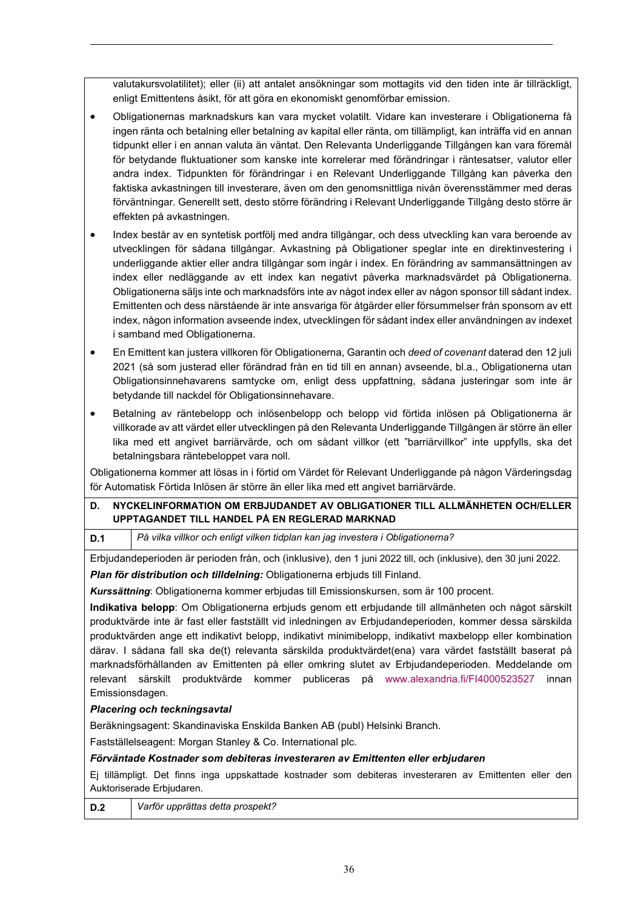valutakursvolatilitet); eller (ii) att antalet ansökningar som mottagits vid den tiden inte är tillräckligt, enligt Emittentens åsikt, för att göra en ekonomiskt genomförbar emission.

- Obligationernas marknadskurs kan vara mycket volatilt. Vidare kan investerare i Obligationerna få ingen ränta och betalning eller betalning av kapital eller ränta, om tillämpligt, kan inträffa vid en annan tidpunkt eller i en annan valuta än väntat. Den Relevanta Underliggande Tillgången kan vara föremål för betydande fluktuationer som kanske inte korrelerar med förändringar i räntesatser, valutor eller andra index. Tidpunkten för förändringar i en Relevant Underliggande Tillgång kan påverka den faktiska avkastningen till investerare, även om den genomsnittliga nivån överensstämmer med deras förväntningar. Generellt sett, desto större förändring i Relevant Underliggande Tillgång desto större är effekten på avkastningen.
- Index består av en syntetisk portfölj med andra tillgångar, och dess utveckling kan vara beroende av utvecklingen för sådana tillgångar. Avkastning på Obligationer speglar inte en direktinvestering i underliggande aktier eller andra tillgångar som ingår i index. En förändring av sammansättningen av index eller nedläggande av ett index kan negativt påverka marknadsvärdet på Obligationerna. Obligationerna säljs inte och marknadsförs inte av något index eller av någon sponsor till sådant index. Emittenten och dess närstående är inte ansvariga för åtgärder eller försummelser från sponsorn av ett index, någon information avseende index, utvecklingen för sådant index eller användningen av indexet i samband med Obligationerna.
- En Emittent kan justera villkoren för Obligationerna, Garantin och *deed of covenant* daterad den 12 juli 2021 (så som justerad eller förändrad från en tid till en annan) avseende, bl.a., Obligationerna utan Obligationsinnehavarens samtycke om, enligt dess uppfattning, sådana justeringar som inte är betydande till nackdel för Obligationsinnehavare.
- Betalning av räntebelopp och inlösenbelopp och belopp vid förtida inlösen på Obligationerna är villkorade av att värdet eller utvecklingen på den Relevanta Underliggande Tillgången är större än eller lika med ett angivet barriärvärde, och om sådant villkor (ett "barriärvillkor" inte uppfylls, ska det betalningsbara räntebeloppet vara noll.

Obligationerna kommer att lösas in i förtid om Värdet för Relevant Underliggande på någon Värderingsdag för Automatisk Förtida Inlösen är större än eller lika med ett angivet barriärvärde.

**D. NYCKELINFORMATION OM ERBJUDANDET AV OBLIGATIONER TILL ALLMÄNHETEN OCH/ELLER UPPTAGANDET TILL HANDEL PÅ EN REGLERAD MARKNAD**

| **D.1** | *På vilka villkor och enligt vilken tidplan kan jag investera i Obligationerna?* |
|---|---|

Erbjudandeperioden är perioden från, och (inklusive), den 1 juni 2022 till, och (inklusive), den 30 juni 2022.

***Plan för distribution och tilldelning:*** Obligationerna erbjuds till Finland.

***Kurssättning***: Obligationerna kommer erbjudas till Emissionskursen, som är 100 procent.

**Indikativa belopp**: Om Obligationerna erbjuds genom ett erbjudande till allmänheten och något särskilt produktvärde inte är fast eller fastställt vid inledningen av Erbjudandeperioden, kommer dessa särskilda produktvärden ange ett indikativt belopp, indikativt minimibelopp, indikativt maxbelopp eller kombination därav. I sådana fall ska de(t) relevanta särskilda produktvärdet(ena) vara värdet fastställt baserat på marknadsförhållanden av Emittenten på eller omkring slutet av Erbjudandeperioden. Meddelande om relevant särskilt produktvärde kommer publiceras på www.alexandria.fi/FI4000523527 innan Emissionsdagen.

***Placering och teckningsavtal***

Beräkningsagent: Skandinaviska Enskilda Banken AB (publ) Helsinki Branch.

Fastställelseagent: Morgan Stanley & Co. International plc.

***Förväntade Kostnader som debiteras investeraren av Emittenten eller erbjudaren***

Ej tillämpligt. Det finns inga uppskattade kostnader som debiteras investeraren av Emittenten eller den Auktoriserade Erbjudaren.

| **D.2** | *Varför upprättas detta prospekt?* |
|---|---|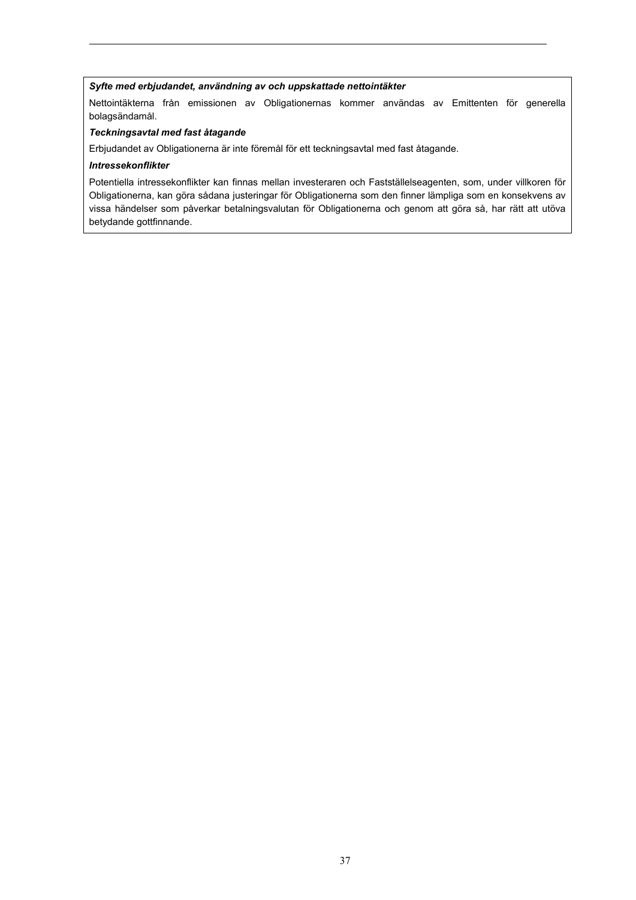***Syfte med erbjudandet, användning av och uppskattade nettointäkter***

Nettointäkterna från emissionen av Obligationernas kommer användas av Emittenten för generella bolagsändamål.

***Teckningsavtal med fast åtagande***

Erbjudandet av Obligationerna är inte föremål för ett teckningsavtal med fast åtagande.

***Intressekonflikter***

Potentiella intressekonflikter kan finnas mellan investeraren och Fastställelseagenten, som, under villkoren för Obligationerna, kan göra sådana justeringar för Obligationerna som den finner lämpliga som en konsekvens av vissa händelser som påverkar betalningsvalutan för Obligationerna och genom att göra så, har rätt att utöva betydande gottfinnande.